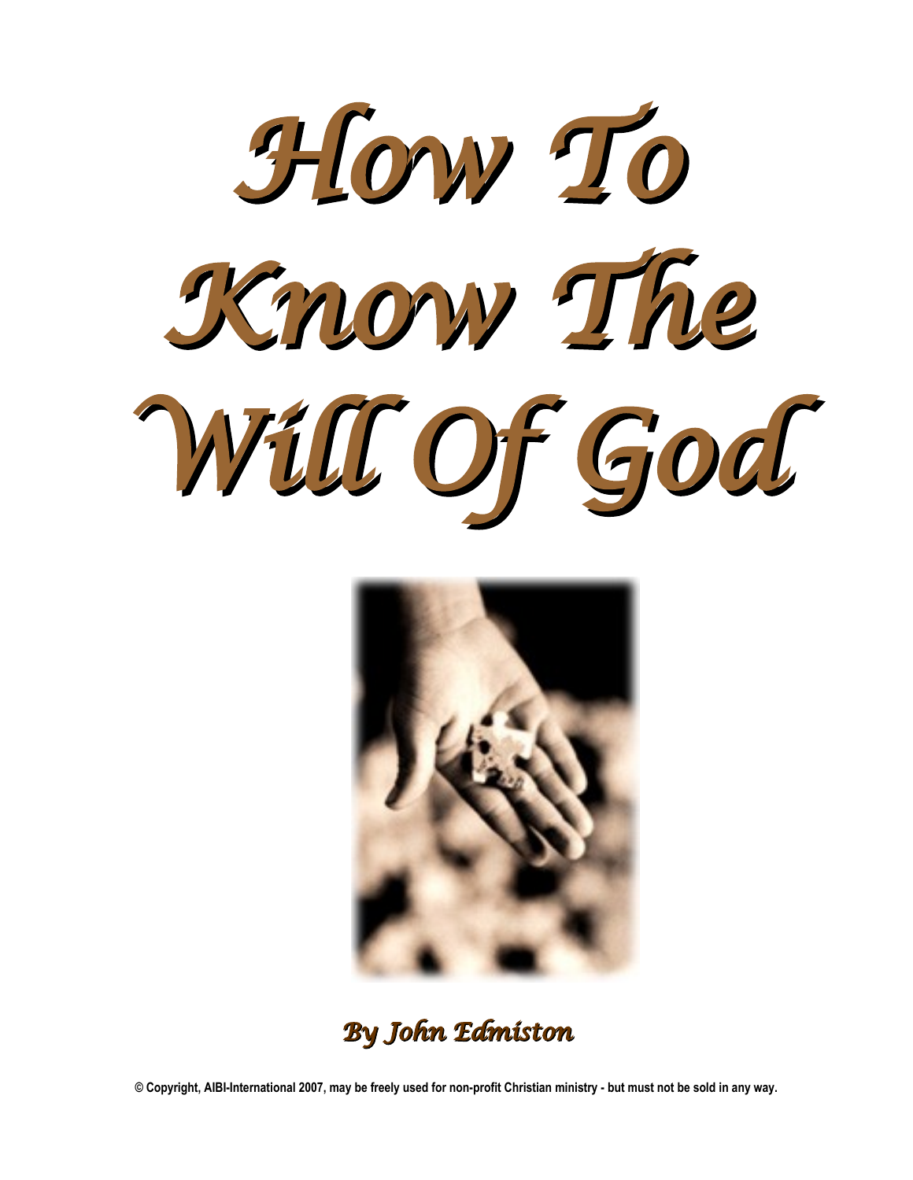# How To Know The Will Of God

*By John Edmiston*

**© Copyright, AIBI-International 2007, may be freely used for non-profit Christian ministry - but must not be sold in any way.**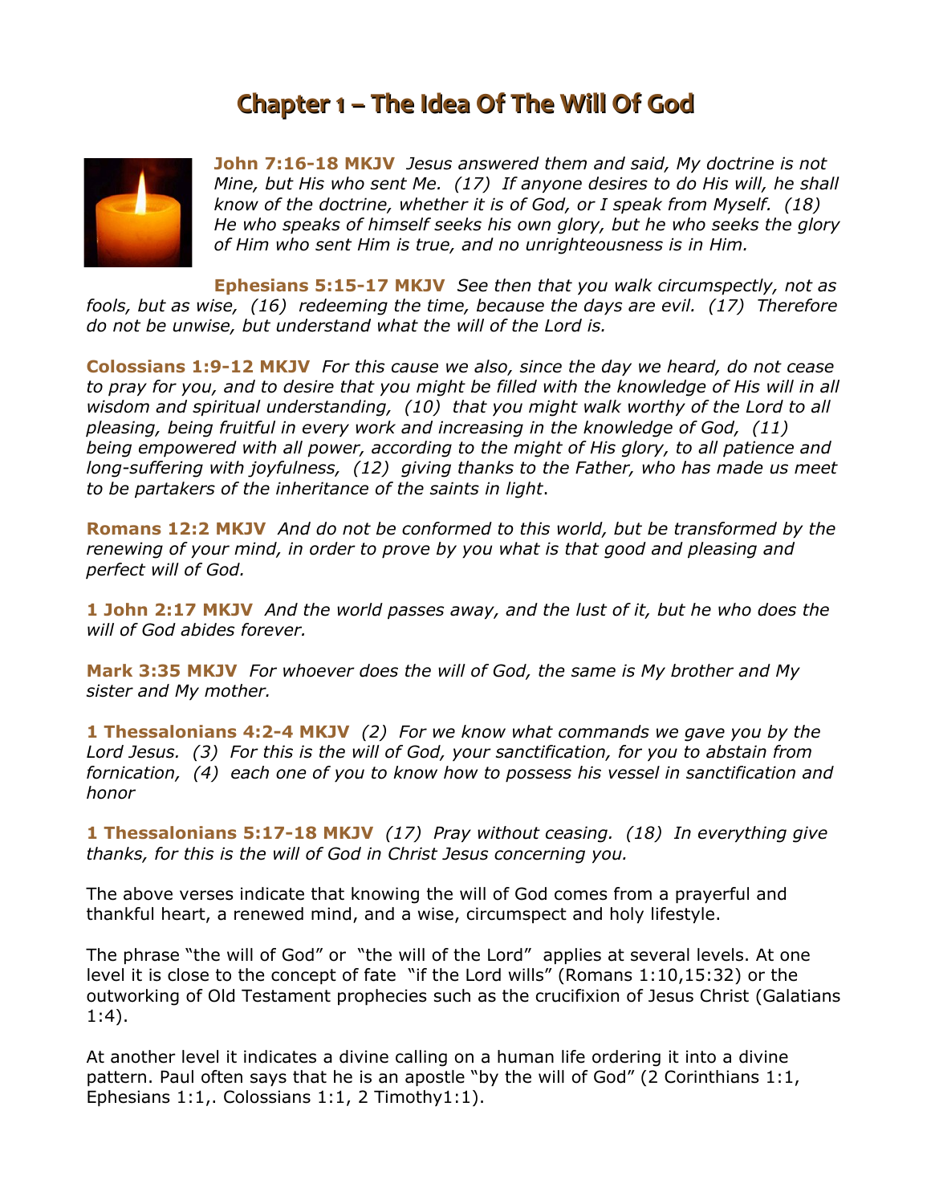# Chapter 1 – The Idea Of The Will Of God

**John 7:16-18 MKJV** *Jesus answered them and said, My doctrine is not Mine, but His who sent Me. (17) If anyone desires to do His will, he shall know of the doctrine, whether it is of God, or I speak from Myself. (18) He who speaks of himself seeks his own glory, but he who seeks the glory of Him who sent Him is true, and no unrighteousness is in Him.*

**Ephesians 5:15-17 MKJV** *See then that you walk circumspectly, not as fools, but as wise, (16) redeeming the time, because the days are evil. (17) Therefore do not be unwise, but understand what the will of the Lord is.*

**Colossians 1:9-12 MKJV** *For this cause we also, since the day we heard, do not cease to pray for you, and to desire that you might be filled with the knowledge of His will in all wisdom and spiritual understanding, (10) that you might walk worthy of the Lord to all pleasing, being fruitful in every work and increasing in the knowledge of God, (11) being empowered with all power, according to the might of His glory, to all patience and long-suffering with joyfulness, (12) giving thanks to the Father, who has made us meet to be partakers of the inheritance of the saints in light*.

**Romans 12:2 MKJV** *And do not be conformed to this world, but be transformed by the renewing of your mind, in order to prove by you what is that good and pleasing and perfect will of God.*

**1 John 2:17 MKJV** *And the world passes away, and the lust of it, but he who does the will of God abides forever.*

**Mark 3:35 MKJV** *For whoever does the will of God, the same is My brother and My sister and My mother.*

**1 Thessalonians 4:2-4 MKJV** *(2) For we know what commands we gave you by the Lord Jesus. (3) For this is the will of God, your sanctification, for you to abstain from fornication, (4) each one of you to know how to possess his vessel in sanctification and honor*

**1 Thessalonians 5:17-18 MKJV** *(17) Pray without ceasing. (18) In everything give thanks, for this is the will of God in Christ Jesus concerning you.*

The above verses indicate that knowing the will of God comes from a prayerful and thankful heart, a renewed mind, and a wise, circumspect and holy lifestyle.

The phrase "the will of God" or "the will of the Lord" applies at several levels. At one level it is close to the concept of fate "if the Lord wills" (Romans 1:10,15:32) or the outworking of Old Testament prophecies such as the crucifixion of Jesus Christ (Galatians 1:4).

At another level it indicates a divine calling on a human life ordering it into a divine pattern. Paul often says that he is an apostle "by the will of God" (2 Corinthians 1:1, Ephesians 1:1,. Colossians 1:1, 2 Timothy1:1).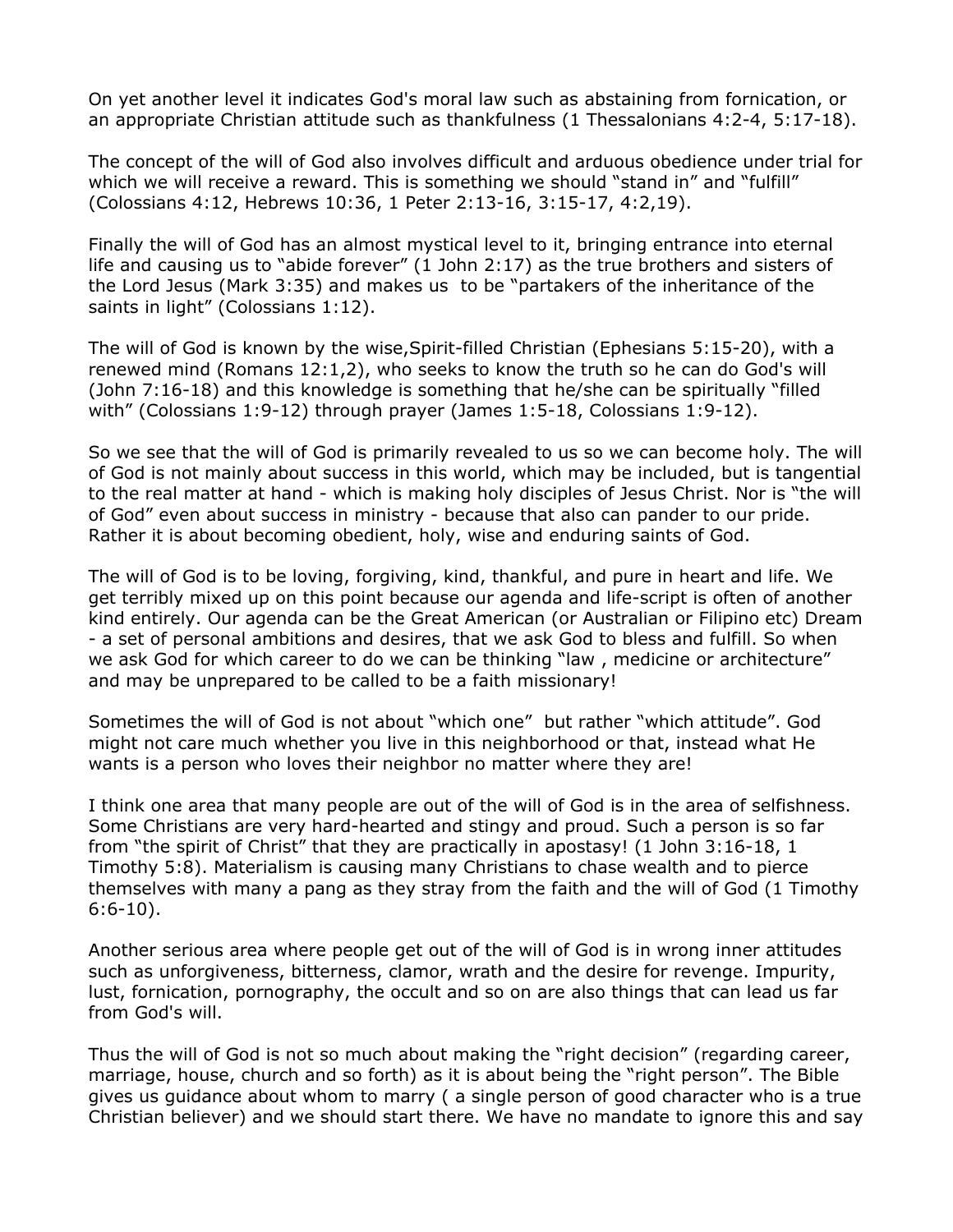On yet another level it indicates God's moral law such as abstaining from fornication, or an appropriate Christian attitude such as thankfulness (1 Thessalonians 4:2-4, 5:17-18).

The concept of the will of God also involves difficult and arduous obedience under trial for which we will receive a reward. This is something we should "stand in" and "fulfill" (Colossians 4:12, Hebrews 10:36, 1 Peter 2:13-16, 3:15-17, 4:2,19).

Finally the will of God has an almost mystical level to it, bringing entrance into eternal life and causing us to "abide forever" (1 John 2:17) as the true brothers and sisters of the Lord Jesus (Mark 3:35) and makes us to be "partakers of the inheritance of the saints in light" (Colossians 1:12).

The will of God is known by the wise,Spirit-filled Christian (Ephesians 5:15-20), with a renewed mind (Romans 12:1,2), who seeks to know the truth so he can do God's will (John 7:16-18) and this knowledge is something that he/she can be spiritually "filled with" (Colossians 1:9-12) through prayer (James 1:5-18, Colossians 1:9-12).

So we see that the will of God is primarily revealed to us so we can become holy. The will of God is not mainly about success in this world, which may be included, but is tangential to the real matter at hand - which is making holy disciples of Jesus Christ. Nor is "the will of God" even about success in ministry - because that also can pander to our pride. Rather it is about becoming obedient, holy, wise and enduring saints of God.

The will of God is to be loving, forgiving, kind, thankful, and pure in heart and life. We get terribly mixed up on this point because our agenda and life-script is often of another kind entirely. Our agenda can be the Great American (or Australian or Filipino etc) Dream - a set of personal ambitions and desires, that we ask God to bless and fulfill. So when we ask God for which career to do we can be thinking "law , medicine or architecture" and may be unprepared to be called to be a faith missionary!

Sometimes the will of God is not about "which one" but rather "which attitude". God might not care much whether you live in this neighborhood or that, instead what He wants is a person who loves their neighbor no matter where they are!

I think one area that many people are out of the will of God is in the area of selfishness. Some Christians are very hard-hearted and stingy and proud. Such a person is so far from "the spirit of Christ" that they are practically in apostasy! (1 John 3:16-18, 1 Timothy 5:8). Materialism is causing many Christians to chase wealth and to pierce themselves with many a pang as they stray from the faith and the will of God (1 Timothy 6:6-10).

Another serious area where people get out of the will of God is in wrong inner attitudes such as unforgiveness, bitterness, clamor, wrath and the desire for revenge. Impurity, lust, fornication, pornography, the occult and so on are also things that can lead us far from God's will.

Thus the will of God is not so much about making the "right decision" (regarding career, marriage, house, church and so forth) as it is about being the "right person". The Bible gives us guidance about whom to marry ( a single person of good character who is a true Christian believer) and we should start there. We have no mandate to ignore this and say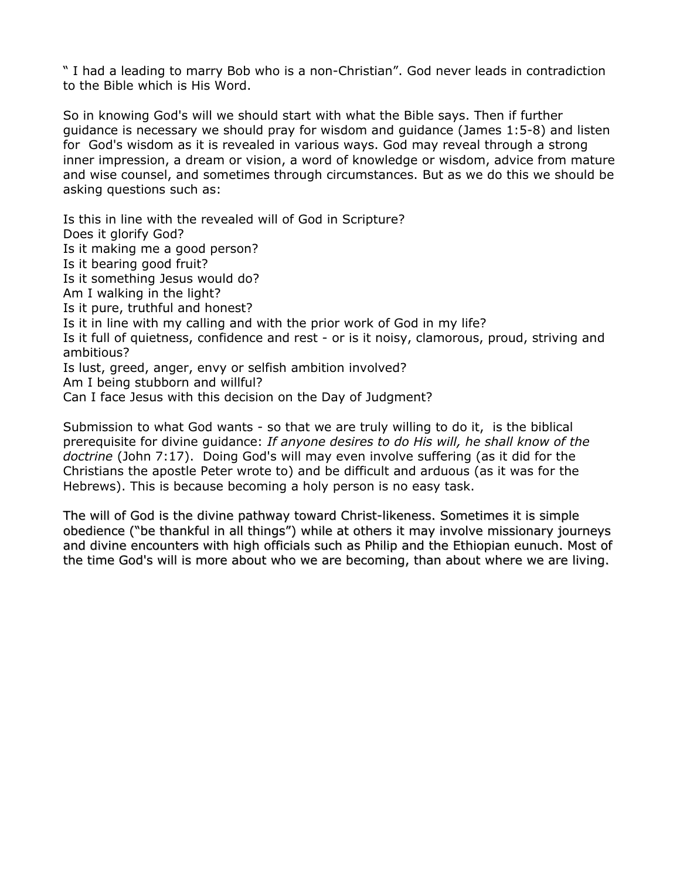" I had a leading to marry Bob who is a non-Christian". God never leads in contradiction to the Bible which is His Word.

So in knowing God's will we should start with what the Bible says. Then if further guidance is necessary we should pray for wisdom and guidance (James 1:5-8) and listen for God's wisdom as it is revealed in various ways. God may reveal through a strong inner impression, a dream or vision, a word of knowledge or wisdom, advice from mature and wise counsel, and sometimes through circumstances. But as we do this we should be asking questions such as:

Is this in line with the revealed will of God in Scripture?
Does it glorify God?
Is it making me a good person?
Is it bearing good fruit?
Is it something Jesus would do?
Am I walking in the light?
Is it pure, truthful and honest?
Is it in line with my calling and with the prior work of God in my life?
Is it full of quietness, confidence and rest - or is it noisy, clamorous, proud, striving and ambitious?
Is lust, greed, anger, envy or selfish ambition involved?
Am I being stubborn and willful?
Can I face Jesus with this decision on the Day of Judgment?

Submission to what God wants - so that we are truly willing to do it, is the biblical prerequisite for divine guidance: *If anyone desires to do His will, he shall know of the doctrine* (John 7:17). Doing God's will may even involve suffering (as it did for the Christians the apostle Peter wrote to) and be difficult and arduous (as it was for the Hebrews). This is because becoming a holy person is no easy task.

The will of God is the divine pathway toward Christ-likeness. Sometimes it is simple obedience ("be thankful in all things") while at others it may involve missionary journeys and divine encounters with high officials such as Philip and the Ethiopian eunuch. Most of the time God's will is more about who we are becoming, than about where we are living.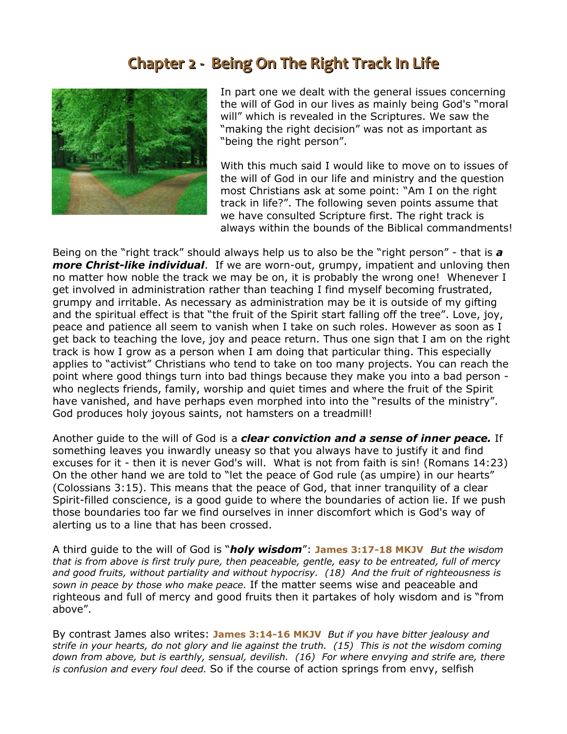# Chapter 2 - Being On The Right Track In Life

In part one we dealt with the general issues concerning the will of God in our lives as mainly being God's "moral will" which is revealed in the Scriptures. We saw the "making the right decision" was not as important as "being the right person".

With this much said I would like to move on to issues of the will of God in our life and ministry and the question most Christians ask at some point: "Am I on the right track in life?". The following seven points assume that we have consulted Scripture first. The right track is always within the bounds of the Biblical commandments!

Being on the "right track" should always help us to also be the "right person" - that is ***a more Christ-like individual***. If we are worn-out, grumpy, impatient and unloving then no matter how noble the track we may be on, it is probably the wrong one! Whenever I get involved in administration rather than teaching I find myself becoming frustrated, grumpy and irritable. As necessary as administration may be it is outside of my gifting and the spiritual effect is that "the fruit of the Spirit start falling off the tree". Love, joy, peace and patience all seem to vanish when I take on such roles. However as soon as I get back to teaching the love, joy and peace return. Thus one sign that I am on the right track is how I grow as a person when I am doing that particular thing. This especially applies to "activist" Christians who tend to take on too many projects. You can reach the point where good things turn into bad things because they make you into a bad person - who neglects friends, family, worship and quiet times and where the fruit of the Spirit have vanished, and have perhaps even morphed into into the "results of the ministry". God produces holy joyous saints, not hamsters on a treadmill!

Another guide to the will of God is a ***clear conviction and a sense of inner peace.*** If something leaves you inwardly uneasy so that you always have to justify it and find excuses for it - then it is never God's will. What is not from faith is sin! (Romans 14:23) On the other hand we are told to "let the peace of God rule (as umpire) in our hearts" (Colossians 3:15). This means that the peace of God, that inner tranquility of a clear Spirit-filled conscience, is a good guide to where the boundaries of action lie. If we push those boundaries too far we find ourselves in inner discomfort which is God's way of alerting us to a line that has been crossed.

A third guide to the will of God is "***holy wisdom***": **James 3:17-18 MKJV** *But the wisdom that is from above is first truly pure, then peaceable, gentle, easy to be entreated, full of mercy and good fruits, without partiality and without hypocrisy. (18) And the fruit of righteousness is sown in peace by those who make peace.* If the matter seems wise and peaceable and righteous and full of mercy and good fruits then it partakes of holy wisdom and is "from above".

By contrast James also writes: **James 3:14-16 MKJV** *But if you have bitter jealousy and strife in your hearts, do not glory and lie against the truth. (15) This is not the wisdom coming down from above, but is earthly, sensual, devilish. (16) For where envying and strife are, there is confusion and every foul deed.* So if the course of action springs from envy, selfish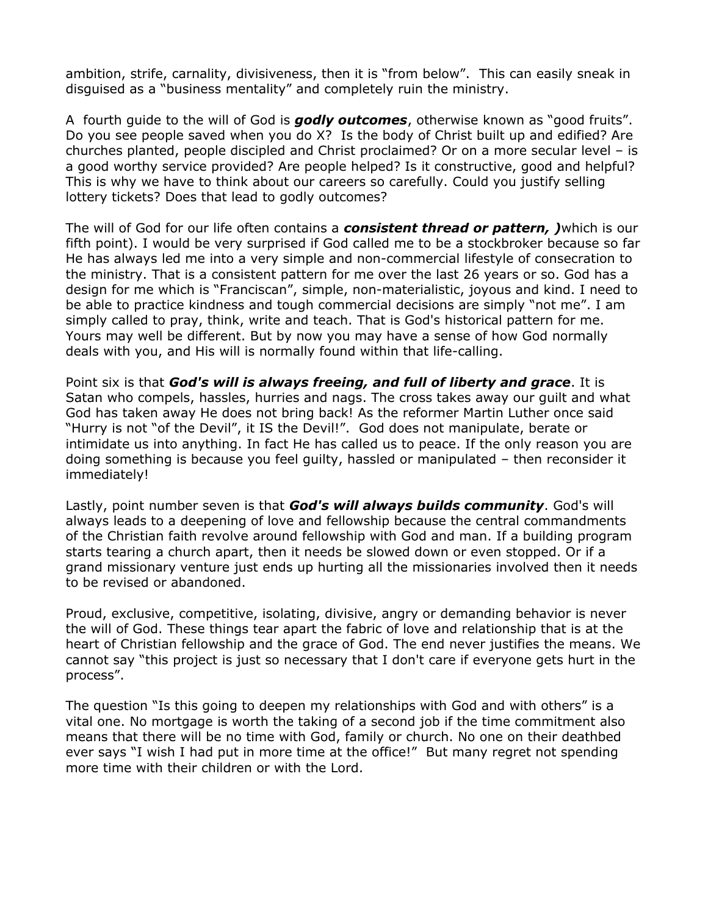ambition, strife, carnality, divisiveness, then it is "from below". This can easily sneak in disguised as a "business mentality" and completely ruin the ministry.

A fourth guide to the will of God is ***godly outcomes***, otherwise known as "good fruits". Do you see people saved when you do X? Is the body of Christ built up and edified? Are churches planted, people discipled and Christ proclaimed? Or on a more secular level – is a good worthy service provided? Are people helped? Is it constructive, good and helpful? This is why we have to think about our careers so carefully. Could you justify selling lottery tickets? Does that lead to godly outcomes?

The will of God for our life often contains a ***consistent thread or pattern, )***which is our fifth point). I would be very surprised if God called me to be a stockbroker because so far He has always led me into a very simple and non-commercial lifestyle of consecration to the ministry. That is a consistent pattern for me over the last 26 years or so. God has a design for me which is "Franciscan", simple, non-materialistic, joyous and kind. I need to be able to practice kindness and tough commercial decisions are simply "not me". I am simply called to pray, think, write and teach. That is God's historical pattern for me. Yours may well be different. But by now you may have a sense of how God normally deals with you, and His will is normally found within that life-calling.

Point six is that ***God's will is always freeing, and full of liberty and grace***. It is Satan who compels, hassles, hurries and nags. The cross takes away our guilt and what God has taken away He does not bring back! As the reformer Martin Luther once said "Hurry is not "of the Devil", it IS the Devil!". God does not manipulate, berate or intimidate us into anything. In fact He has called us to peace. If the only reason you are doing something is because you feel guilty, hassled or manipulated – then reconsider it immediately!

Lastly, point number seven is that ***God's will always builds community***. God's will always leads to a deepening of love and fellowship because the central commandments of the Christian faith revolve around fellowship with God and man. If a building program starts tearing a church apart, then it needs be slowed down or even stopped. Or if a grand missionary venture just ends up hurting all the missionaries involved then it needs to be revised or abandoned.

Proud, exclusive, competitive, isolating, divisive, angry or demanding behavior is never the will of God. These things tear apart the fabric of love and relationship that is at the heart of Christian fellowship and the grace of God. The end never justifies the means. We cannot say "this project is just so necessary that I don't care if everyone gets hurt in the process".

The question "Is this going to deepen my relationships with God and with others" is a vital one. No mortgage is worth the taking of a second job if the time commitment also means that there will be no time with God, family or church. No one on their deathbed ever says "I wish I had put in more time at the office!" But many regret not spending more time with their children or with the Lord.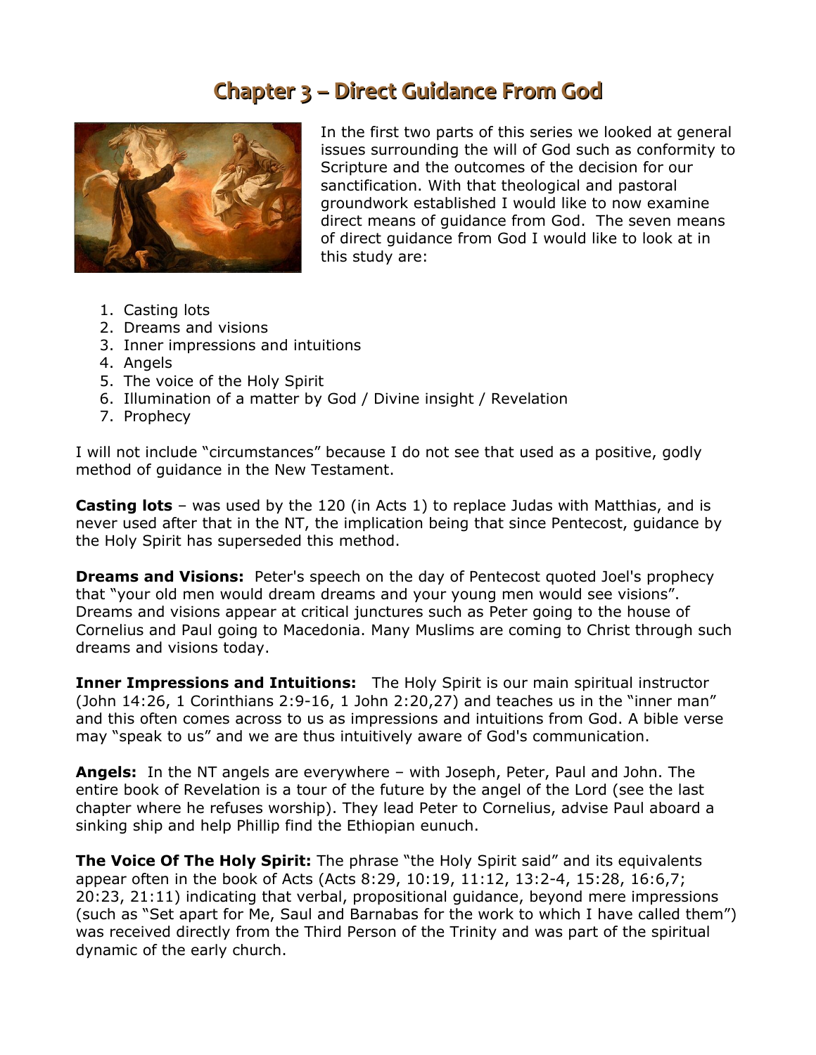# Chapter 3 – Direct Guidance From God

In the first two parts of this series we looked at general issues surrounding the will of God such as conformity to Scripture and the outcomes of the decision for our sanctification. With that theological and pastoral groundwork established I would like to now examine direct means of guidance from God. The seven means of direct guidance from God I would like to look at in this study are:

1. Casting lots
2. Dreams and visions
3. Inner impressions and intuitions
4. Angels
5. The voice of the Holy Spirit
6. Illumination of a matter by God / Divine insight / Revelation
7. Prophecy

I will not include "circumstances" because I do not see that used as a positive, godly method of guidance in the New Testament.

**Casting lots** – was used by the 120 (in Acts 1) to replace Judas with Matthias, and is never used after that in the NT, the implication being that since Pentecost, guidance by the Holy Spirit has superseded this method.

**Dreams and Visions:** Peter's speech on the day of Pentecost quoted Joel's prophecy that "your old men would dream dreams and your young men would see visions". Dreams and visions appear at critical junctures such as Peter going to the house of Cornelius and Paul going to Macedonia. Many Muslims are coming to Christ through such dreams and visions today.

**Inner Impressions and Intuitions:** The Holy Spirit is our main spiritual instructor (John 14:26, 1 Corinthians 2:9-16, 1 John 2:20,27) and teaches us in the "inner man" and this often comes across to us as impressions and intuitions from God. A bible verse may "speak to us" and we are thus intuitively aware of God's communication.

**Angels:** In the NT angels are everywhere – with Joseph, Peter, Paul and John. The entire book of Revelation is a tour of the future by the angel of the Lord (see the last chapter where he refuses worship). They lead Peter to Cornelius, advise Paul aboard a sinking ship and help Phillip find the Ethiopian eunuch.

**The Voice Of The Holy Spirit:** The phrase "the Holy Spirit said" and its equivalents appear often in the book of Acts (Acts 8:29, 10:19, 11:12, 13:2-4, 15:28, 16:6,7; 20:23, 21:11) indicating that verbal, propositional guidance, beyond mere impressions (such as "Set apart for Me, Saul and Barnabas for the work to which I have called them") was received directly from the Third Person of the Trinity and was part of the spiritual dynamic of the early church.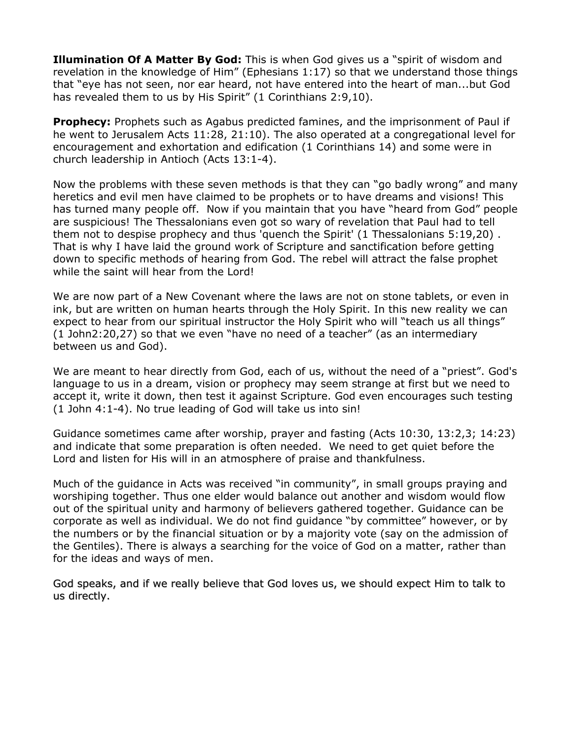**Illumination Of A Matter By God:** This is when God gives us a "spirit of wisdom and revelation in the knowledge of Him" (Ephesians 1:17) so that we understand those things that "eye has not seen, nor ear heard, not have entered into the heart of man...but God has revealed them to us by His Spirit" (1 Corinthians 2:9,10).

**Prophecy:** Prophets such as Agabus predicted famines, and the imprisonment of Paul if he went to Jerusalem Acts 11:28, 21:10). The also operated at a congregational level for encouragement and exhortation and edification (1 Corinthians 14) and some were in church leadership in Antioch (Acts 13:1-4).

Now the problems with these seven methods is that they can "go badly wrong" and many heretics and evil men have claimed to be prophets or to have dreams and visions! This has turned many people off. Now if you maintain that you have "heard from God" people are suspicious! The Thessalonians even got so wary of revelation that Paul had to tell them not to despise prophecy and thus 'quench the Spirit' (1 Thessalonians 5:19,20) . That is why I have laid the ground work of Scripture and sanctification before getting down to specific methods of hearing from God. The rebel will attract the false prophet while the saint will hear from the Lord!

We are now part of a New Covenant where the laws are not on stone tablets, or even in ink, but are written on human hearts through the Holy Spirit. In this new reality we can expect to hear from our spiritual instructor the Holy Spirit who will "teach us all things" (1 John2:20,27) so that we even "have no need of a teacher" (as an intermediary between us and God).

We are meant to hear directly from God, each of us, without the need of a "priest". God's language to us in a dream, vision or prophecy may seem strange at first but we need to accept it, write it down, then test it against Scripture. God even encourages such testing (1 John 4:1-4). No true leading of God will take us into sin!

Guidance sometimes came after worship, prayer and fasting (Acts 10:30, 13:2,3; 14:23) and indicate that some preparation is often needed. We need to get quiet before the Lord and listen for His will in an atmosphere of praise and thankfulness.

Much of the guidance in Acts was received "in community", in small groups praying and worshiping together. Thus one elder would balance out another and wisdom would flow out of the spiritual unity and harmony of believers gathered together. Guidance can be corporate as well as individual. We do not find guidance "by committee" however, or by the numbers or by the financial situation or by a majority vote (say on the admission of the Gentiles). There is always a searching for the voice of God on a matter, rather than for the ideas and ways of men.

God speaks, and if we really believe that God loves us, we should expect Him to talk to us directly.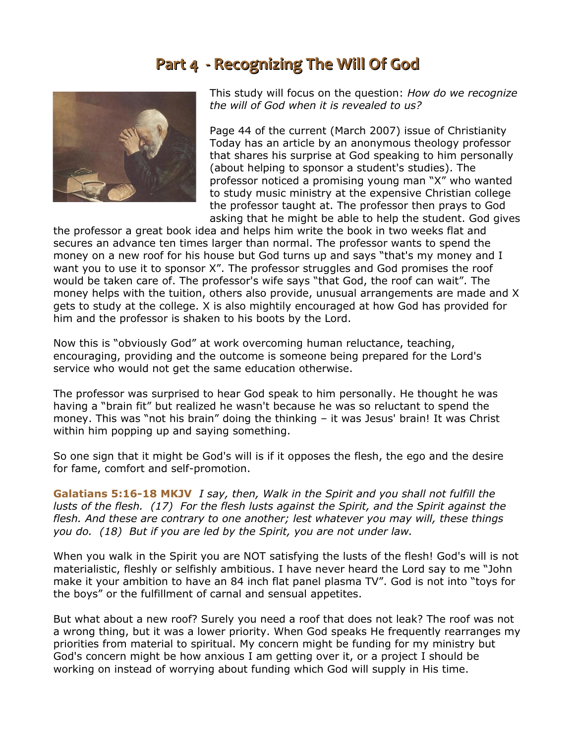# Part 4 - Recognizing The Will Of God

This study will focus on the question: *How do we recognize the will of God when it is revealed to us?*

Page 44 of the current (March 2007) issue of Christianity Today has an article by an anonymous theology professor that shares his surprise at God speaking to him personally (about helping to sponsor a student's studies). The professor noticed a promising young man "X" who wanted to study music ministry at the expensive Christian college the professor taught at. The professor then prays to God asking that he might be able to help the student. God gives the professor a great book idea and helps him write the book in two weeks flat and secures an advance ten times larger than normal. The professor wants to spend the money on a new roof for his house but God turns up and says "that's my money and I want you to use it to sponsor X". The professor struggles and God promises the roof would be taken care of. The professor's wife says "that God, the roof can wait". The money helps with the tuition, others also provide, unusual arrangements are made and X gets to study at the college. X is also mightily encouraged at how God has provided for him and the professor is shaken to his boots by the Lord.

Now this is "obviously God" at work overcoming human reluctance, teaching, encouraging, providing and the outcome is someone being prepared for the Lord's service who would not get the same education otherwise.

The professor was surprised to hear God speak to him personally. He thought he was having a "brain fit" but realized he wasn't because he was so reluctant to spend the money. This was "not his brain" doing the thinking – it was Jesus' brain! It was Christ within him popping up and saying something.

So one sign that it might be God's will is if it opposes the flesh, the ego and the desire for fame, comfort and self-promotion.

**Galatians 5:16-18 MKJV** *I say, then, Walk in the Spirit and you shall not fulfill the lusts of the flesh. (17) For the flesh lusts against the Spirit, and the Spirit against the flesh. And these are contrary to one another; lest whatever you may will, these things you do. (18) But if you are led by the Spirit, you are not under law.*

When you walk in the Spirit you are NOT satisfying the lusts of the flesh! God's will is not materialistic, fleshly or selfishly ambitious. I have never heard the Lord say to me "John make it your ambition to have an 84 inch flat panel plasma TV". God is not into "toys for the boys" or the fulfillment of carnal and sensual appetites.

But what about a new roof? Surely you need a roof that does not leak? The roof was not a wrong thing, but it was a lower priority. When God speaks He frequently rearranges my priorities from material to spiritual. My concern might be funding for my ministry but God's concern might be how anxious I am getting over it, or a project I should be working on instead of worrying about funding which God will supply in His time.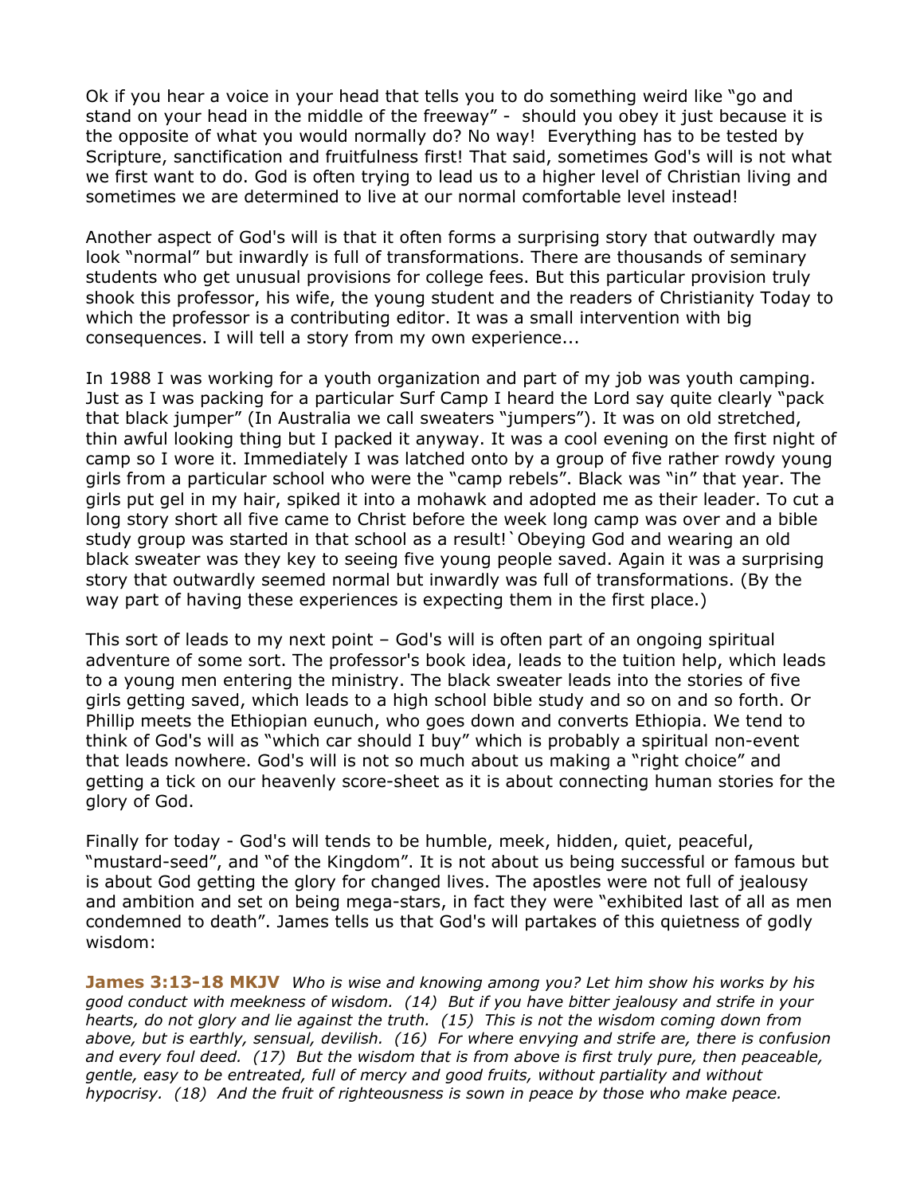Ok if you hear a voice in your head that tells you to do something weird like "go and stand on your head in the middle of the freeway" - should you obey it just because it is the opposite of what you would normally do? No way! Everything has to be tested by Scripture, sanctification and fruitfulness first! That said, sometimes God's will is not what we first want to do. God is often trying to lead us to a higher level of Christian living and sometimes we are determined to live at our normal comfortable level instead!

Another aspect of God's will is that it often forms a surprising story that outwardly may look "normal" but inwardly is full of transformations. There are thousands of seminary students who get unusual provisions for college fees. But this particular provision truly shook this professor, his wife, the young student and the readers of Christianity Today to which the professor is a contributing editor. It was a small intervention with big consequences. I will tell a story from my own experience...

In 1988 I was working for a youth organization and part of my job was youth camping. Just as I was packing for a particular Surf Camp I heard the Lord say quite clearly "pack that black jumper" (In Australia we call sweaters "jumpers"). It was on old stretched, thin awful looking thing but I packed it anyway. It was a cool evening on the first night of camp so I wore it. Immediately I was latched onto by a group of five rather rowdy young girls from a particular school who were the "camp rebels". Black was "in" that year. The girls put gel in my hair, spiked it into a mohawk and adopted me as their leader. To cut a long story short all five came to Christ before the week long camp was over and a bible study group was started in that school as a result!`Obeying God and wearing an old black sweater was they key to seeing five young people saved. Again it was a surprising story that outwardly seemed normal but inwardly was full of transformations. (By the way part of having these experiences is expecting them in the first place.)

This sort of leads to my next point – God's will is often part of an ongoing spiritual adventure of some sort. The professor's book idea, leads to the tuition help, which leads to a young men entering the ministry. The black sweater leads into the stories of five girls getting saved, which leads to a high school bible study and so on and so forth. Or Phillip meets the Ethiopian eunuch, who goes down and converts Ethiopia. We tend to think of God's will as "which car should I buy" which is probably a spiritual non-event that leads nowhere. God's will is not so much about us making a "right choice" and getting a tick on our heavenly score-sheet as it is about connecting human stories for the glory of God.

Finally for today - God's will tends to be humble, meek, hidden, quiet, peaceful, "mustard-seed", and "of the Kingdom". It is not about us being successful or famous but is about God getting the glory for changed lives. The apostles were not full of jealousy and ambition and set on being mega-stars, in fact they were "exhibited last of all as men condemned to death". James tells us that God's will partakes of this quietness of godly wisdom:

**James 3:13-18 MKJV** *Who is wise and knowing among you? Let him show his works by his good conduct with meekness of wisdom. (14) But if you have bitter jealousy and strife in your hearts, do not glory and lie against the truth. (15) This is not the wisdom coming down from above, but is earthly, sensual, devilish. (16) For where envying and strife are, there is confusion and every foul deed. (17) But the wisdom that is from above is first truly pure, then peaceable, gentle, easy to be entreated, full of mercy and good fruits, without partiality and without hypocrisy. (18) And the fruit of righteousness is sown in peace by those who make peace.*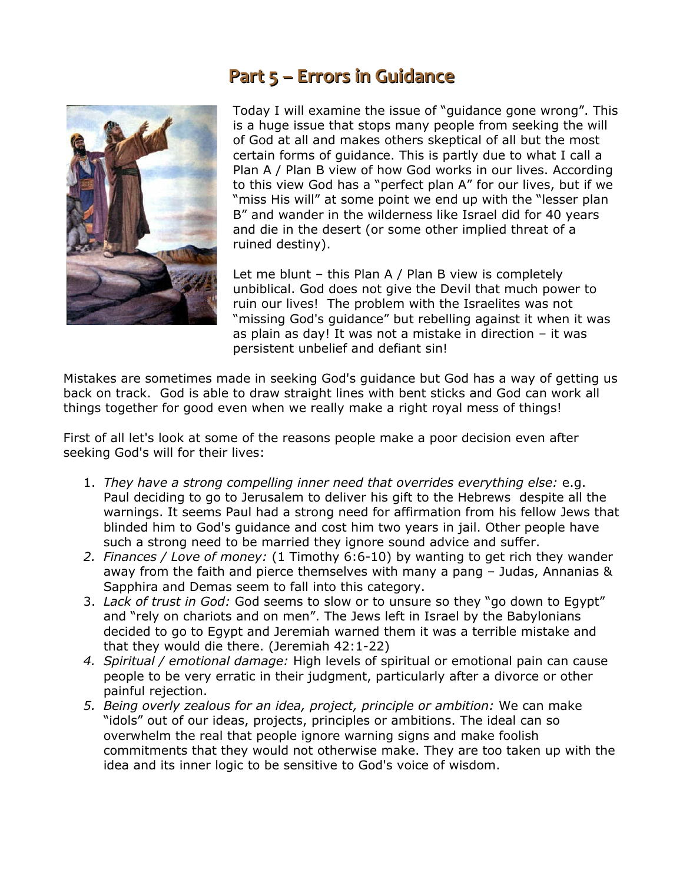# Part 5 – Errors in Guidance

Today I will examine the issue of "guidance gone wrong". This is a huge issue that stops many people from seeking the will of God at all and makes others skeptical of all but the most certain forms of guidance. This is partly due to what I call a Plan A / Plan B view of how God works in our lives. According to this view God has a "perfect plan A" for our lives, but if we "miss His will" at some point we end up with the "lesser plan B" and wander in the wilderness like Israel did for 40 years and die in the desert (or some other implied threat of a ruined destiny).

Let me blunt – this Plan A / Plan B view is completely unbiblical. God does not give the Devil that much power to ruin our lives! The problem with the Israelites was not "missing God's guidance" but rebelling against it when it was as plain as day! It was not a mistake in direction – it was persistent unbelief and defiant sin!

Mistakes are sometimes made in seeking God's guidance but God has a way of getting us back on track. God is able to draw straight lines with bent sticks and God can work all things together for good even when we really make a right royal mess of things!

First of all let's look at some of the reasons people make a poor decision even after seeking God's will for their lives:

1. *They have a strong compelling inner need that overrides everything else:* e.g. Paul deciding to go to Jerusalem to deliver his gift to the Hebrews despite all the warnings. It seems Paul had a strong need for affirmation from his fellow Jews that blinded him to God's guidance and cost him two years in jail. Other people have such a strong need to be married they ignore sound advice and suffer.
2. *Finances / Love of money:* (1 Timothy 6:6-10) by wanting to get rich they wander away from the faith and pierce themselves with many a pang – Judas, Annanias & Sapphira and Demas seem to fall into this category.
3. *Lack of trust in God:* God seems to slow or to unsure so they "go down to Egypt" and "rely on chariots and on men". The Jews left in Israel by the Babylonians decided to go to Egypt and Jeremiah warned them it was a terrible mistake and that they would die there. (Jeremiah 42:1-22)
4. *Spiritual / emotional damage:* High levels of spiritual or emotional pain can cause people to be very erratic in their judgment, particularly after a divorce or other painful rejection.
5. *Being overly zealous for an idea, project, principle or ambition:* We can make "idols" out of our ideas, projects, principles or ambitions. The ideal can so overwhelm the real that people ignore warning signs and make foolish commitments that they would not otherwise make. They are too taken up with the idea and its inner logic to be sensitive to God's voice of wisdom.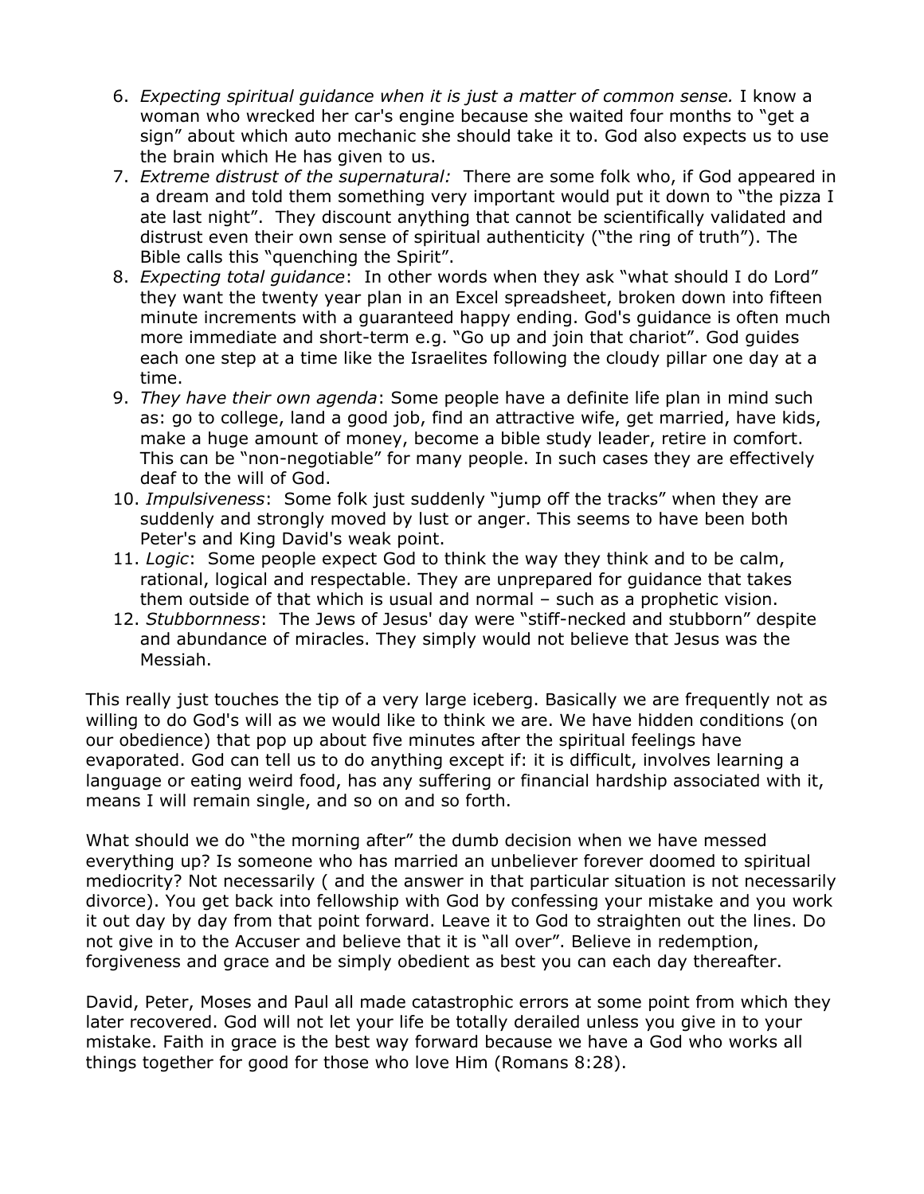6. *Expecting spiritual guidance when it is just a matter of common sense.* I know a woman who wrecked her car's engine because she waited four months to "get a sign" about which auto mechanic she should take it to. God also expects us to use the brain which He has given to us.
7. *Extreme distrust of the supernatural:* There are some folk who, if God appeared in a dream and told them something very important would put it down to "the pizza I ate last night". They discount anything that cannot be scientifically validated and distrust even their own sense of spiritual authenticity ("the ring of truth"). The Bible calls this "quenching the Spirit".
8. *Expecting total guidance*: In other words when they ask "what should I do Lord" they want the twenty year plan in an Excel spreadsheet, broken down into fifteen minute increments with a guaranteed happy ending. God's guidance is often much more immediate and short-term e.g. "Go up and join that chariot". God guides each one step at a time like the Israelites following the cloudy pillar one day at a time.
9. *They have their own agenda*: Some people have a definite life plan in mind such as: go to college, land a good job, find an attractive wife, get married, have kids, make a huge amount of money, become a bible study leader, retire in comfort. This can be "non-negotiable" for many people. In such cases they are effectively deaf to the will of God.
10. *Impulsiveness*: Some folk just suddenly "jump off the tracks" when they are suddenly and strongly moved by lust or anger. This seems to have been both Peter's and King David's weak point.
11. *Logic*: Some people expect God to think the way they think and to be calm, rational, logical and respectable. They are unprepared for guidance that takes them outside of that which is usual and normal – such as a prophetic vision.
12. *Stubbornness*: The Jews of Jesus' day were "stiff-necked and stubborn" despite and abundance of miracles. They simply would not believe that Jesus was the Messiah.

This really just touches the tip of a very large iceberg. Basically we are frequently not as willing to do God's will as we would like to think we are. We have hidden conditions (on our obedience) that pop up about five minutes after the spiritual feelings have evaporated. God can tell us to do anything except if: it is difficult, involves learning a language or eating weird food, has any suffering or financial hardship associated with it, means I will remain single, and so on and so forth.

What should we do "the morning after" the dumb decision when we have messed everything up? Is someone who has married an unbeliever forever doomed to spiritual mediocrity? Not necessarily ( and the answer in that particular situation is not necessarily divorce). You get back into fellowship with God by confessing your mistake and you work it out day by day from that point forward. Leave it to God to straighten out the lines. Do not give in to the Accuser and believe that it is "all over". Believe in redemption, forgiveness and grace and be simply obedient as best you can each day thereafter.

David, Peter, Moses and Paul all made catastrophic errors at some point from which they later recovered. God will not let your life be totally derailed unless you give in to your mistake. Faith in grace is the best way forward because we have a God who works all things together for good for those who love Him (Romans 8:28).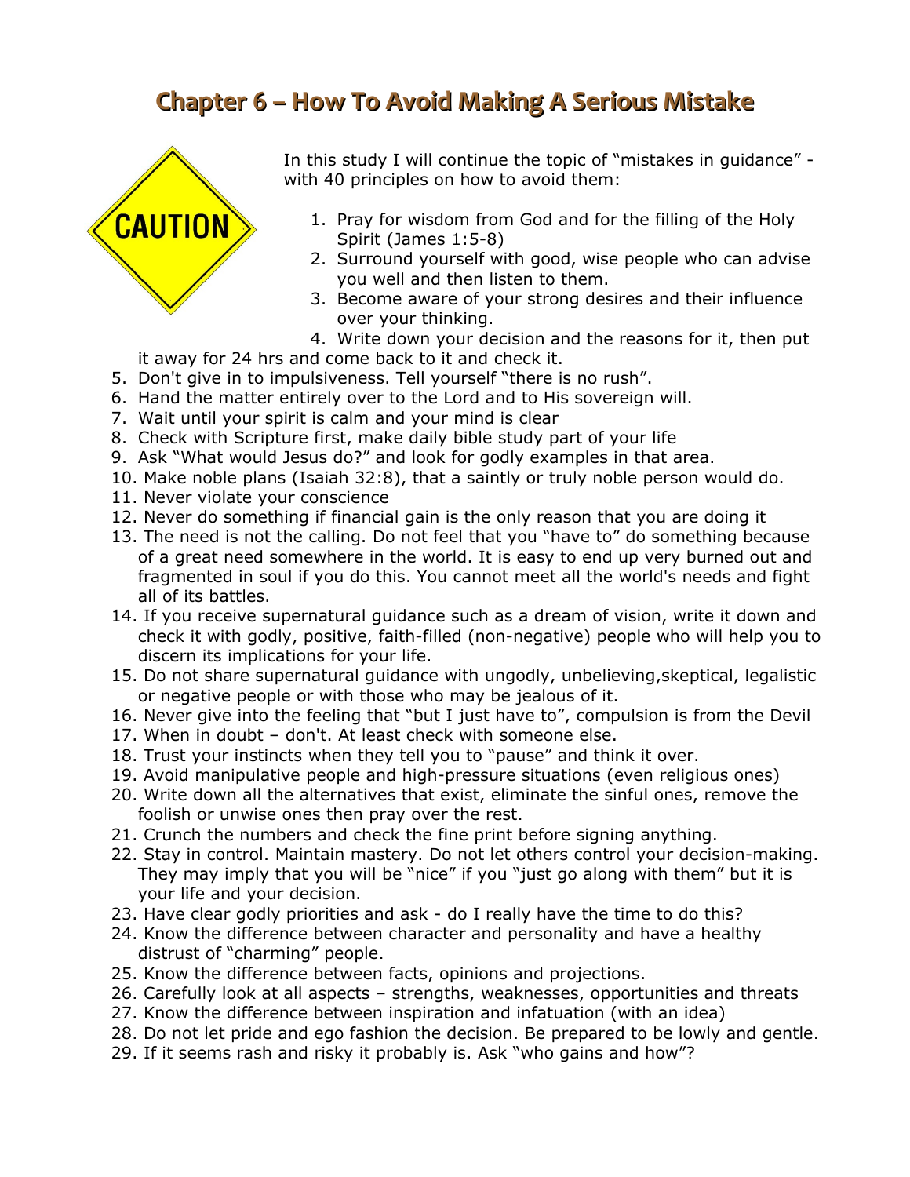# Chapter 6 – How To Avoid Making A Serious Mistake

In this study I will continue the topic of "mistakes in guidance" - with 40 principles on how to avoid them:

1. Pray for wisdom from God and for the filling of the Holy Spirit (James 1:5-8)
2. Surround yourself with good, wise people who can advise you well and then listen to them.
3. Become aware of your strong desires and their influence over your thinking.
4. Write down your decision and the reasons for it, then put it away for 24 hrs and come back to it and check it.
5. Don't give in to impulsiveness. Tell yourself "there is no rush".
6. Hand the matter entirely over to the Lord and to His sovereign will.
7. Wait until your spirit is calm and your mind is clear
8. Check with Scripture first, make daily bible study part of your life
9. Ask "What would Jesus do?" and look for godly examples in that area.
10. Make noble plans (Isaiah 32:8), that a saintly or truly noble person would do.
11. Never violate your conscience
12. Never do something if financial gain is the only reason that you are doing it
13. The need is not the calling. Do not feel that you "have to" do something because of a great need somewhere in the world. It is easy to end up very burned out and fragmented in soul if you do this. You cannot meet all the world's needs and fight all of its battles.
14. If you receive supernatural guidance such as a dream of vision, write it down and check it with godly, positive, faith-filled (non-negative) people who will help you to discern its implications for your life.
15. Do not share supernatural guidance with ungodly, unbelieving,skeptical, legalistic or negative people or with those who may be jealous of it.
16. Never give into the feeling that "but I just have to", compulsion is from the Devil
17. When in doubt – don't. At least check with someone else.
18. Trust your instincts when they tell you to "pause" and think it over.
19. Avoid manipulative people and high-pressure situations (even religious ones)
20. Write down all the alternatives that exist, eliminate the sinful ones, remove the foolish or unwise ones then pray over the rest.
21. Crunch the numbers and check the fine print before signing anything.
22. Stay in control. Maintain mastery. Do not let others control your decision-making. They may imply that you will be "nice" if you "just go along with them" but it is your life and your decision.
23. Have clear godly priorities and ask - do I really have the time to do this?
24. Know the difference between character and personality and have a healthy distrust of "charming" people.
25. Know the difference between facts, opinions and projections.
26. Carefully look at all aspects – strengths, weaknesses, opportunities and threats
27. Know the difference between inspiration and infatuation (with an idea)
28. Do not let pride and ego fashion the decision. Be prepared to be lowly and gentle.
29. If it seems rash and risky it probably is. Ask "who gains and how"?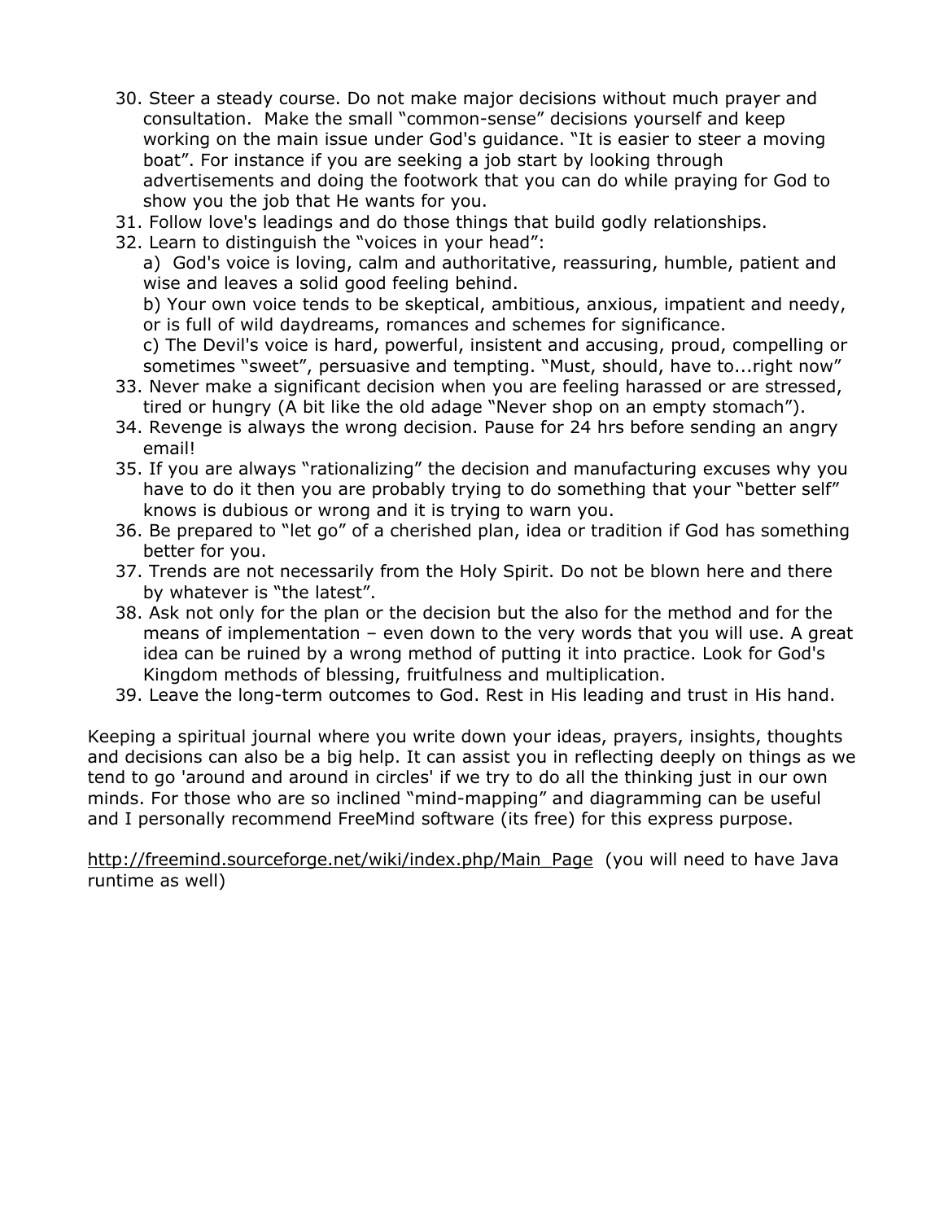30. Steer a steady course. Do not make major decisions without much prayer and consultation. Make the small "common-sense" decisions yourself and keep working on the main issue under God's guidance. "It is easier to steer a moving boat". For instance if you are seeking a job start by looking through advertisements and doing the footwork that you can do while praying for God to show you the job that He wants for you.
31. Follow love's leadings and do those things that build godly relationships.
32. Learn to distinguish the "voices in your head":
    a) God's voice is loving, calm and authoritative, reassuring, humble, patient and wise and leaves a solid good feeling behind.
    b) Your own voice tends to be skeptical, ambitious, anxious, impatient and needy, or is full of wild daydreams, romances and schemes for significance.
    c) The Devil's voice is hard, powerful, insistent and accusing, proud, compelling or sometimes "sweet", persuasive and tempting. "Must, should, have to...right now"
33. Never make a significant decision when you are feeling harassed or are stressed, tired or hungry (A bit like the old adage "Never shop on an empty stomach").
34. Revenge is always the wrong decision. Pause for 24 hrs before sending an angry email!
35. If you are always "rationalizing" the decision and manufacturing excuses why you have to do it then you are probably trying to do something that your "better self" knows is dubious or wrong and it is trying to warn you.
36. Be prepared to "let go" of a cherished plan, idea or tradition if God has something better for you.
37. Trends are not necessarily from the Holy Spirit. Do not be blown here and there by whatever is "the latest".
38. Ask not only for the plan or the decision but the also for the method and for the means of implementation – even down to the very words that you will use. A great idea can be ruined by a wrong method of putting it into practice. Look for God's Kingdom methods of blessing, fruitfulness and multiplication.
39. Leave the long-term outcomes to God. Rest in His leading and trust in His hand.

Keeping a spiritual journal where you write down your ideas, prayers, insights, thoughts and decisions can also be a big help. It can assist you in reflecting deeply on things as we tend to go 'around and around in circles' if we try to do all the thinking just in our own minds. For those who are so inclined "mind-mapping" and diagramming can be useful and I personally recommend FreeMind software (its free) for this express purpose.

http://freemind.sourceforge.net/wiki/index.php/Main_Page (you will need to have Java runtime as well)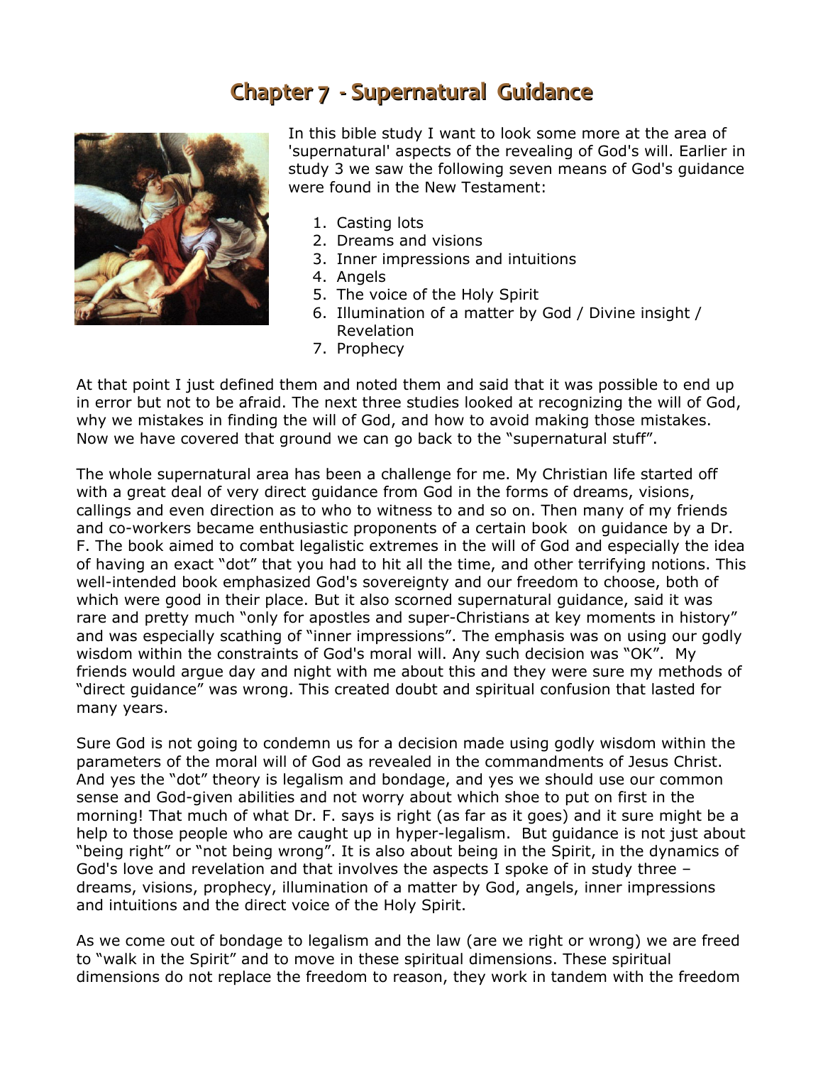# Chapter 7 - Supernatural Guidance

In this bible study I want to look some more at the area of 'supernatural' aspects of the revealing of God's will. Earlier in study 3 we saw the following seven means of God's guidance were found in the New Testament:

1. Casting lots
2. Dreams and visions
3. Inner impressions and intuitions
4. Angels
5. The voice of the Holy Spirit
6. Illumination of a matter by God / Divine insight / Revelation
7. Prophecy

At that point I just defined them and noted them and said that it was possible to end up in error but not to be afraid. The next three studies looked at recognizing the will of God, why we mistakes in finding the will of God, and how to avoid making those mistakes. Now we have covered that ground we can go back to the "supernatural stuff".

The whole supernatural area has been a challenge for me. My Christian life started off with a great deal of very direct guidance from God in the forms of dreams, visions, callings and even direction as to who to witness to and so on. Then many of my friends and co-workers became enthusiastic proponents of a certain book on guidance by a Dr. F. The book aimed to combat legalistic extremes in the will of God and especially the idea of having an exact "dot" that you had to hit all the time, and other terrifying notions. This well-intended book emphasized God's sovereignty and our freedom to choose, both of which were good in their place. But it also scorned supernatural guidance, said it was rare and pretty much "only for apostles and super-Christians at key moments in history" and was especially scathing of "inner impressions". The emphasis was on using our godly wisdom within the constraints of God's moral will. Any such decision was "OK". My friends would argue day and night with me about this and they were sure my methods of "direct guidance" was wrong. This created doubt and spiritual confusion that lasted for many years.

Sure God is not going to condemn us for a decision made using godly wisdom within the parameters of the moral will of God as revealed in the commandments of Jesus Christ. And yes the "dot" theory is legalism and bondage, and yes we should use our common sense and God-given abilities and not worry about which shoe to put on first in the morning! That much of what Dr. F. says is right (as far as it goes) and it sure might be a help to those people who are caught up in hyper-legalism. But guidance is not just about "being right" or "not being wrong". It is also about being in the Spirit, in the dynamics of God's love and revelation and that involves the aspects I spoke of in study three – dreams, visions, prophecy, illumination of a matter by God, angels, inner impressions and intuitions and the direct voice of the Holy Spirit.

As we come out of bondage to legalism and the law (are we right or wrong) we are freed to "walk in the Spirit" and to move in these spiritual dimensions. These spiritual dimensions do not replace the freedom to reason, they work in tandem with the freedom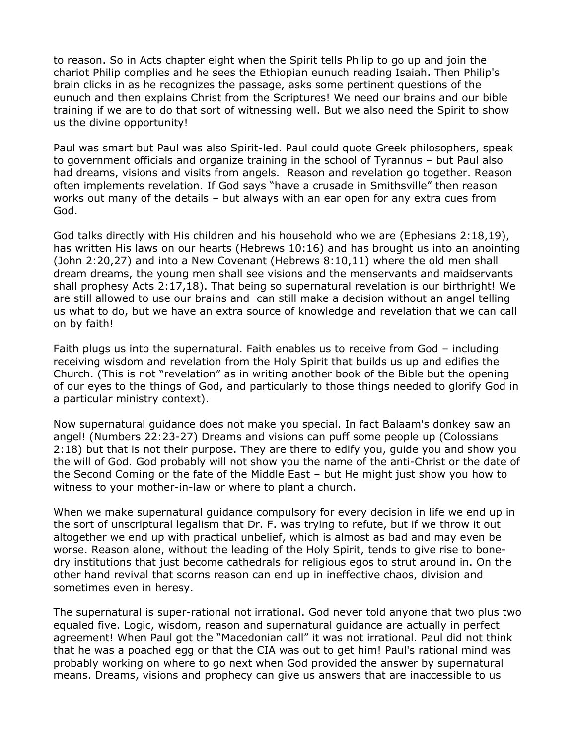to reason. So in Acts chapter eight when the Spirit tells Philip to go up and join the chariot Philip complies and he sees the Ethiopian eunuch reading Isaiah. Then Philip's brain clicks in as he recognizes the passage, asks some pertinent questions of the eunuch and then explains Christ from the Scriptures! We need our brains and our bible training if we are to do that sort of witnessing well. But we also need the Spirit to show us the divine opportunity!

Paul was smart but Paul was also Spirit-led. Paul could quote Greek philosophers, speak to government officials and organize training in the school of Tyrannus – but Paul also had dreams, visions and visits from angels. Reason and revelation go together. Reason often implements revelation. If God says "have a crusade in Smithsville" then reason works out many of the details – but always with an ear open for any extra cues from God.

God talks directly with His children and his household who we are (Ephesians 2:18,19), has written His laws on our hearts (Hebrews 10:16) and has brought us into an anointing (John 2:20,27) and into a New Covenant (Hebrews 8:10,11) where the old men shall dream dreams, the young men shall see visions and the menservants and maidservants shall prophesy Acts 2:17,18). That being so supernatural revelation is our birthright! We are still allowed to use our brains and can still make a decision without an angel telling us what to do, but we have an extra source of knowledge and revelation that we can call on by faith!

Faith plugs us into the supernatural. Faith enables us to receive from God – including receiving wisdom and revelation from the Holy Spirit that builds us up and edifies the Church. (This is not "revelation" as in writing another book of the Bible but the opening of our eyes to the things of God, and particularly to those things needed to glorify God in a particular ministry context).

Now supernatural guidance does not make you special. In fact Balaam's donkey saw an angel! (Numbers 22:23-27) Dreams and visions can puff some people up (Colossians 2:18) but that is not their purpose. They are there to edify you, guide you and show you the will of God. God probably will not show you the name of the anti-Christ or the date of the Second Coming or the fate of the Middle East – but He might just show you how to witness to your mother-in-law or where to plant a church.

When we make supernatural guidance compulsory for every decision in life we end up in the sort of unscriptural legalism that Dr. F. was trying to refute, but if we throw it out altogether we end up with practical unbelief, which is almost as bad and may even be worse. Reason alone, without the leading of the Holy Spirit, tends to give rise to bone-dry institutions that just become cathedrals for religious egos to strut around in. On the other hand revival that scorns reason can end up in ineffective chaos, division and sometimes even in heresy.

The supernatural is super-rational not irrational. God never told anyone that two plus two equaled five. Logic, wisdom, reason and supernatural guidance are actually in perfect agreement! When Paul got the "Macedonian call" it was not irrational. Paul did not think that he was a poached egg or that the CIA was out to get him! Paul's rational mind was probably working on where to go next when God provided the answer by supernatural means. Dreams, visions and prophecy can give us answers that are inaccessible to us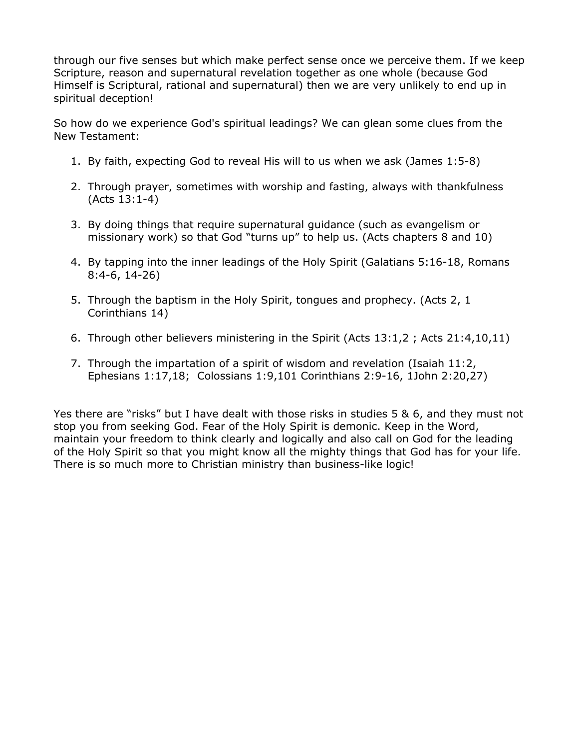through our five senses but which make perfect sense once we perceive them. If we keep Scripture, reason and supernatural revelation together as one whole (because God Himself is Scriptural, rational and supernatural) then we are very unlikely to end up in spiritual deception!

So how do we experience God's spiritual leadings? We can glean some clues from the New Testament:

1. By faith, expecting God to reveal His will to us when we ask (James 1:5-8)

2. Through prayer, sometimes with worship and fasting, always with thankfulness (Acts 13:1-4)

3. By doing things that require supernatural guidance (such as evangelism or missionary work) so that God "turns up" to help us. (Acts chapters 8 and 10)

4. By tapping into the inner leadings of the Holy Spirit (Galatians 5:16-18, Romans 8:4-6, 14-26)

5. Through the baptism in the Holy Spirit, tongues and prophecy. (Acts 2, 1 Corinthians 14)

6. Through other believers ministering in the Spirit (Acts 13:1,2 ; Acts 21:4,10,11)

7. Through the impartation of a spirit of wisdom and revelation (Isaiah 11:2, Ephesians 1:17,18;  Colossians 1:9,101 Corinthians 2:9-16, 1John 2:20,27)

Yes there are "risks" but I have dealt with those risks in studies 5 & 6, and they must not stop you from seeking God. Fear of the Holy Spirit is demonic. Keep in the Word, maintain your freedom to think clearly and logically and also call on God for the leading of the Holy Spirit so that you might know all the mighty things that God has for your life. There is so much more to Christian ministry than business-like logic!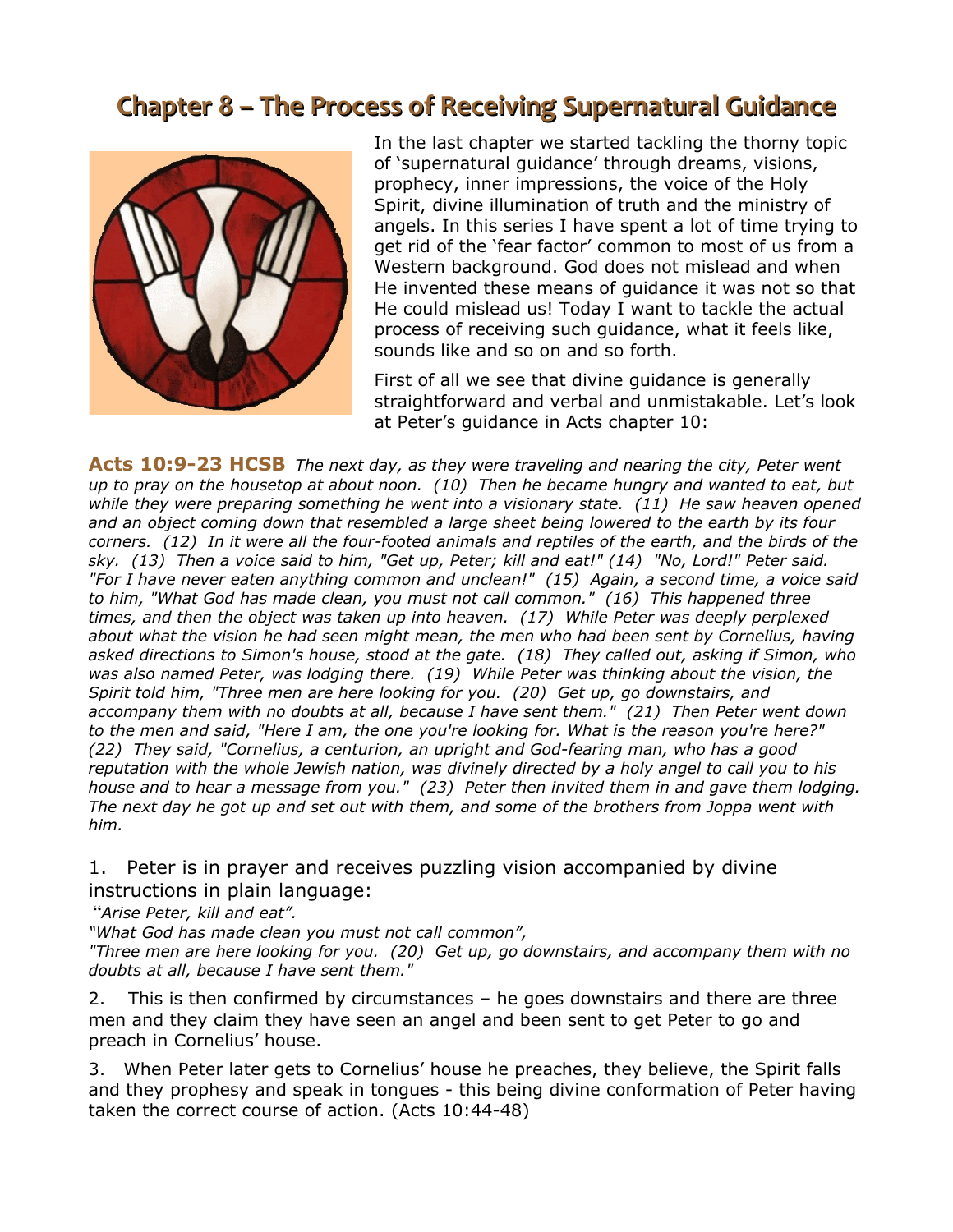# Chapter 8 – The Process of Receiving Supernatural Guidance

In the last chapter we started tackling the thorny topic of 'supernatural guidance' through dreams, visions, prophecy, inner impressions, the voice of the Holy Spirit, divine illumination of truth and the ministry of angels. In this series I have spent a lot of time trying to get rid of the 'fear factor' common to most of us from a Western background. God does not mislead and when He invented these means of guidance it was not so that He could mislead us! Today I want to tackle the actual process of receiving such guidance, what it feels like, sounds like and so on and so forth.

First of all we see that divine guidance is generally straightforward and verbal and unmistakable. Let's look at Peter's guidance in Acts chapter 10:

**Acts 10:9-23 HCSB** *The next day, as they were traveling and nearing the city, Peter went up to pray on the housetop at about noon. (10) Then he became hungry and wanted to eat, but while they were preparing something he went into a visionary state. (11) He saw heaven opened and an object coming down that resembled a large sheet being lowered to the earth by its four corners. (12) In it were all the four-footed animals and reptiles of the earth, and the birds of the sky. (13) Then a voice said to him, "Get up, Peter; kill and eat!" (14) "No, Lord!" Peter said. "For I have never eaten anything common and unclean!" (15) Again, a second time, a voice said to him, "What God has made clean, you must not call common." (16) This happened three times, and then the object was taken up into heaven. (17) While Peter was deeply perplexed about what the vision he had seen might mean, the men who had been sent by Cornelius, having asked directions to Simon's house, stood at the gate. (18) They called out, asking if Simon, who was also named Peter, was lodging there. (19) While Peter was thinking about the vision, the Spirit told him, "Three men are here looking for you. (20) Get up, go downstairs, and accompany them with no doubts at all, because I have sent them." (21) Then Peter went down to the men and said, "Here I am, the one you're looking for. What is the reason you're here?" (22) They said, "Cornelius, a centurion, an upright and God-fearing man, who has a good reputation with the whole Jewish nation, was divinely directed by a holy angel to call you to his house and to hear a message from you." (23) Peter then invited them in and gave them lodging. The next day he got up and set out with them, and some of the brothers from Joppa went with him.*

1. Peter is in prayer and receives puzzling vision accompanied by divine instructions in plain language:

"*Arise Peter, kill and eat".*
*"What God has made clean you must not call common",*
*"Three men are here looking for you. (20) Get up, go downstairs, and accompany them with no doubts at all, because I have sent them."*

2. This is then confirmed by circumstances – he goes downstairs and there are three men and they claim they have seen an angel and been sent to get Peter to go and preach in Cornelius' house.

3. When Peter later gets to Cornelius' house he preaches, they believe, the Spirit falls and they prophesy and speak in tongues - this being divine conformation of Peter having taken the correct course of action. (Acts 10:44-48)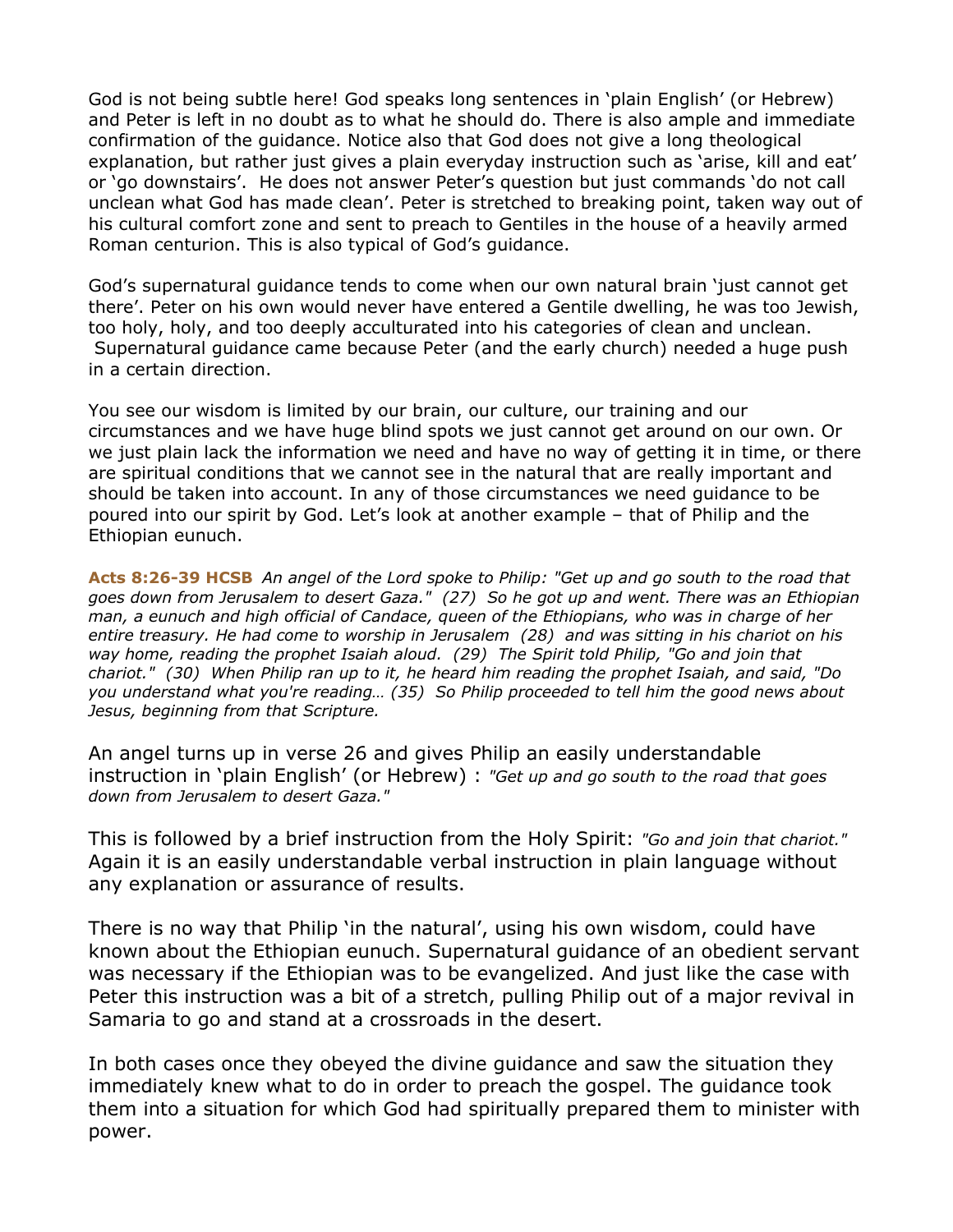God is not being subtle here! God speaks long sentences in 'plain English' (or Hebrew) and Peter is left in no doubt as to what he should do. There is also ample and immediate confirmation of the guidance. Notice also that God does not give a long theological explanation, but rather just gives a plain everyday instruction such as 'arise, kill and eat' or 'go downstairs'. He does not answer Peter's question but just commands 'do not call unclean what God has made clean'. Peter is stretched to breaking point, taken way out of his cultural comfort zone and sent to preach to Gentiles in the house of a heavily armed Roman centurion. This is also typical of God's guidance.

God's supernatural guidance tends to come when our own natural brain 'just cannot get there'. Peter on his own would never have entered a Gentile dwelling, he was too Jewish, too holy, holy, and too deeply acculturated into his categories of clean and unclean. Supernatural guidance came because Peter (and the early church) needed a huge push in a certain direction.

You see our wisdom is limited by our brain, our culture, our training and our circumstances and we have huge blind spots we just cannot get around on our own. Or we just plain lack the information we need and have no way of getting it in time, or there are spiritual conditions that we cannot see in the natural that are really important and should be taken into account. In any of those circumstances we need guidance to be poured into our spirit by God. Let's look at another example – that of Philip and the Ethiopian eunuch.

**Acts 8:26-39 HCSB** *An angel of the Lord spoke to Philip: "Get up and go south to the road that goes down from Jerusalem to desert Gaza." (27) So he got up and went. There was an Ethiopian man, a eunuch and high official of Candace, queen of the Ethiopians, who was in charge of her entire treasury. He had come to worship in Jerusalem (28) and was sitting in his chariot on his way home, reading the prophet Isaiah aloud. (29) The Spirit told Philip, "Go and join that chariot." (30) When Philip ran up to it, he heard him reading the prophet Isaiah, and said, "Do you understand what you're reading… (35) So Philip proceeded to tell him the good news about Jesus, beginning from that Scripture.*

An angel turns up in verse 26 and gives Philip an easily understandable instruction in 'plain English' (or Hebrew) : *"Get up and go south to the road that goes down from Jerusalem to desert Gaza."*

This is followed by a brief instruction from the Holy Spirit: *"Go and join that chariot."* Again it is an easily understandable verbal instruction in plain language without any explanation or assurance of results.

There is no way that Philip 'in the natural', using his own wisdom, could have known about the Ethiopian eunuch. Supernatural guidance of an obedient servant was necessary if the Ethiopian was to be evangelized. And just like the case with Peter this instruction was a bit of a stretch, pulling Philip out of a major revival in Samaria to go and stand at a crossroads in the desert.

In both cases once they obeyed the divine guidance and saw the situation they immediately knew what to do in order to preach the gospel. The guidance took them into a situation for which God had spiritually prepared them to minister with power.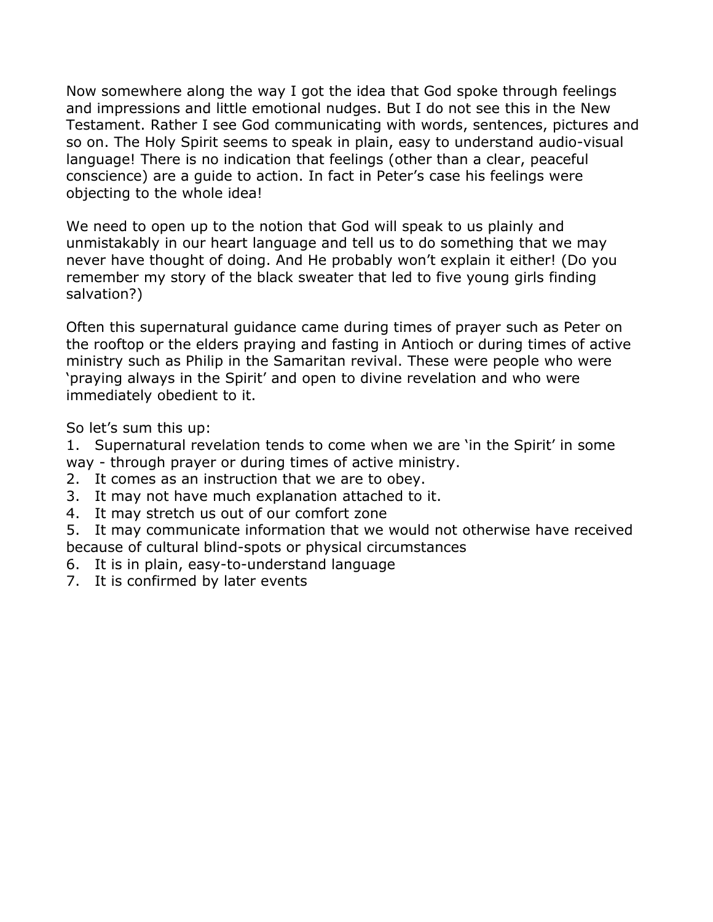Now somewhere along the way I got the idea that God spoke through feelings and impressions and little emotional nudges. But I do not see this in the New Testament. Rather I see God communicating with words, sentences, pictures and so on. The Holy Spirit seems to speak in plain, easy to understand audio-visual language! There is no indication that feelings (other than a clear, peaceful conscience) are a guide to action. In fact in Peter's case his feelings were objecting to the whole idea!

We need to open up to the notion that God will speak to us plainly and unmistakably in our heart language and tell us to do something that we may never have thought of doing. And He probably won't explain it either! (Do you remember my story of the black sweater that led to five young girls finding salvation?)

Often this supernatural guidance came during times of prayer such as Peter on the rooftop or the elders praying and fasting in Antioch or during times of active ministry such as Philip in the Samaritan revival. These were people who were 'praying always in the Spirit' and open to divine revelation and who were immediately obedient to it.

So let's sum this up:

1. Supernatural revelation tends to come when we are 'in the Spirit' in some way - through prayer or during times of active ministry.
2. It comes as an instruction that we are to obey.
3. It may not have much explanation attached to it.
4. It may stretch us out of our comfort zone
5. It may communicate information that we would not otherwise have received because of cultural blind-spots or physical circumstances
6. It is in plain, easy-to-understand language
7. It is confirmed by later events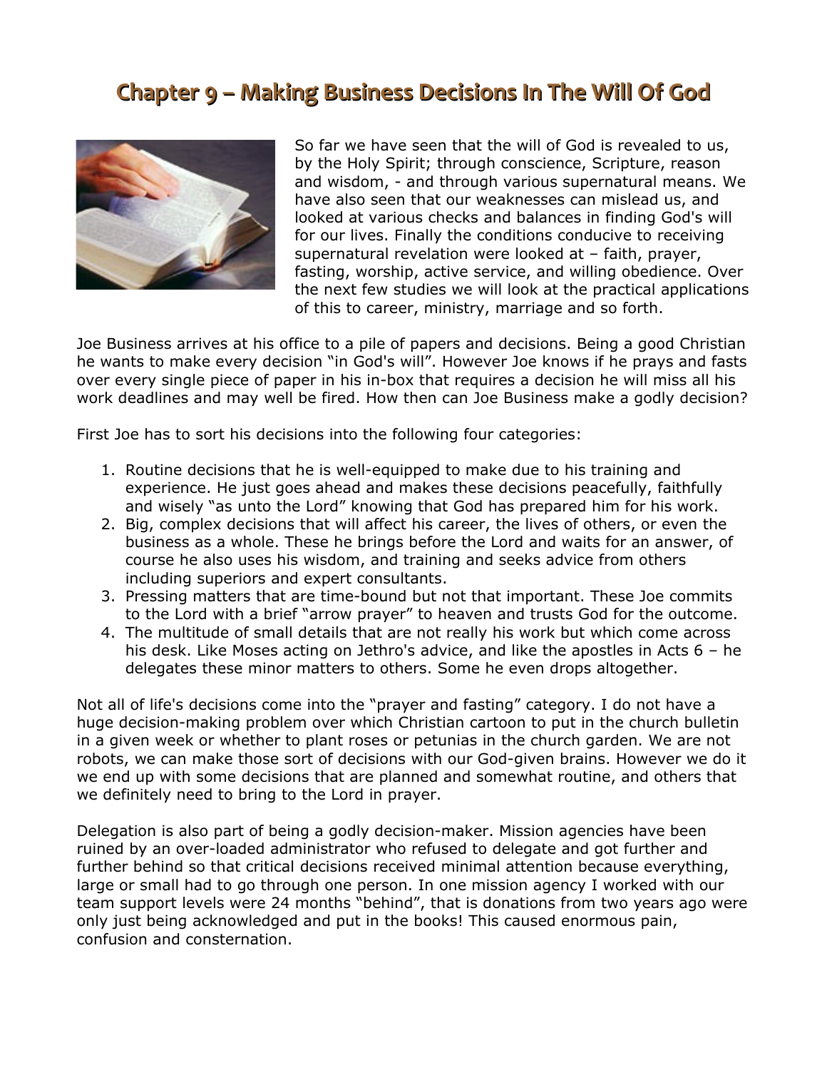# Chapter 9 – Making Business Decisions In The Will Of God

So far we have seen that the will of God is revealed to us, by the Holy Spirit; through conscience, Scripture, reason and wisdom, - and through various supernatural means. We have also seen that our weaknesses can mislead us, and looked at various checks and balances in finding God's will for our lives. Finally the conditions conducive to receiving supernatural revelation were looked at – faith, prayer, fasting, worship, active service, and willing obedience. Over the next few studies we will look at the practical applications of this to career, ministry, marriage and so forth.

Joe Business arrives at his office to a pile of papers and decisions. Being a good Christian he wants to make every decision "in God's will". However Joe knows if he prays and fasts over every single piece of paper in his in-box that requires a decision he will miss all his work deadlines and may well be fired. How then can Joe Business make a godly decision?

First Joe has to sort his decisions into the following four categories:

1. Routine decisions that he is well-equipped to make due to his training and experience. He just goes ahead and makes these decisions peacefully, faithfully and wisely "as unto the Lord" knowing that God has prepared him for his work.
2. Big, complex decisions that will affect his career, the lives of others, or even the business as a whole. These he brings before the Lord and waits for an answer, of course he also uses his wisdom, and training and seeks advice from others including superiors and expert consultants.
3. Pressing matters that are time-bound but not that important. These Joe commits to the Lord with a brief "arrow prayer" to heaven and trusts God for the outcome.
4. The multitude of small details that are not really his work but which come across his desk. Like Moses acting on Jethro's advice, and like the apostles in Acts 6 – he delegates these minor matters to others. Some he even drops altogether.

Not all of life's decisions come into the "prayer and fasting" category. I do not have a huge decision-making problem over which Christian cartoon to put in the church bulletin in a given week or whether to plant roses or petunias in the church garden. We are not robots, we can make those sort of decisions with our God-given brains. However we do it we end up with some decisions that are planned and somewhat routine, and others that we definitely need to bring to the Lord in prayer.

Delegation is also part of being a godly decision-maker. Mission agencies have been ruined by an over-loaded administrator who refused to delegate and got further and further behind so that critical decisions received minimal attention because everything, large or small had to go through one person. In one mission agency I worked with our team support levels were 24 months "behind", that is donations from two years ago were only just being acknowledged and put in the books! This caused enormous pain, confusion and consternation.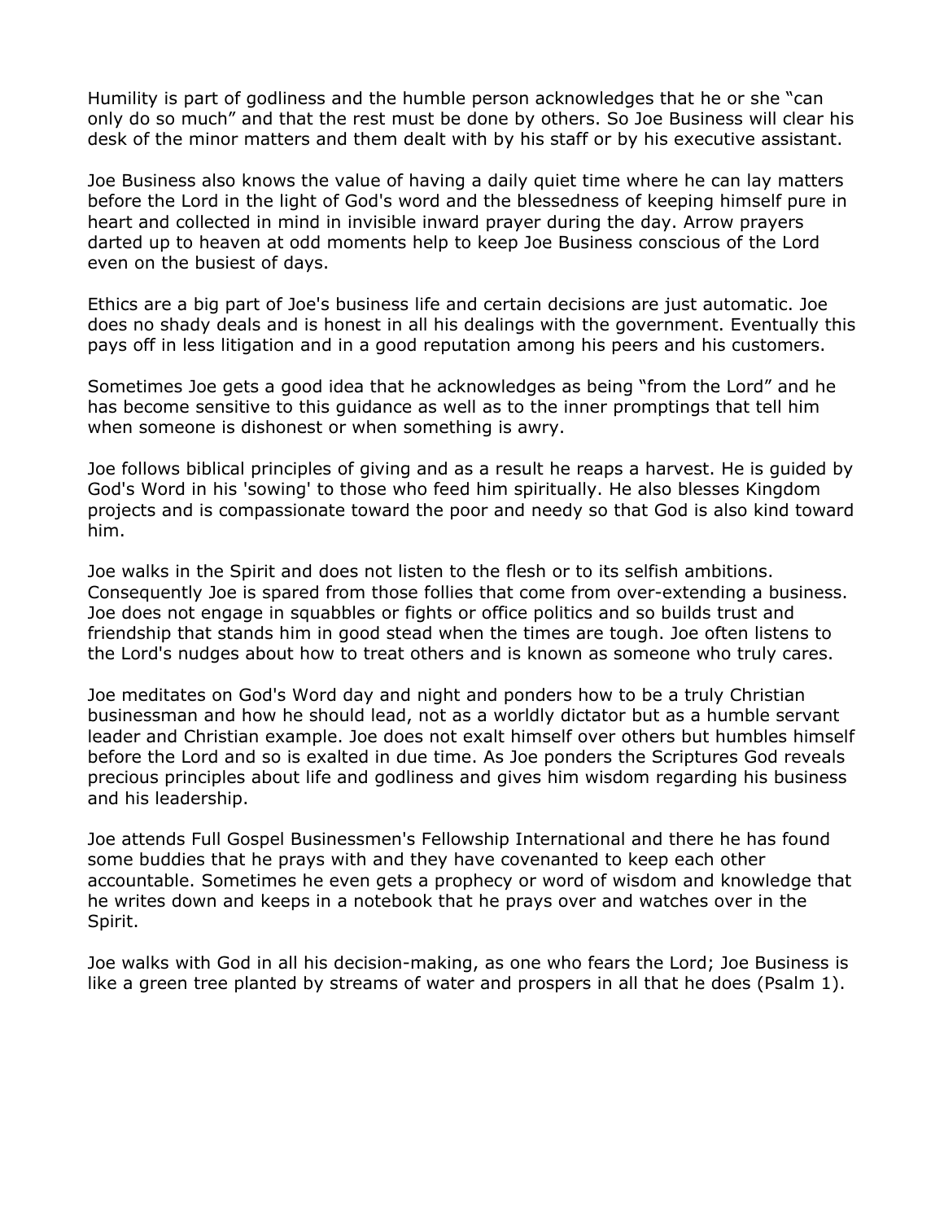Humility is part of godliness and the humble person acknowledges that he or she “can only do so much” and that the rest must be done by others. So Joe Business will clear his desk of the minor matters and them dealt with by his staff or by his executive assistant.

Joe Business also knows the value of having a daily quiet time where he can lay matters before the Lord in the light of God's word and the blessedness of keeping himself pure in heart and collected in mind in invisible inward prayer during the day. Arrow prayers darted up to heaven at odd moments help to keep Joe Business conscious of the Lord even on the busiest of days.

Ethics are a big part of Joe's business life and certain decisions are just automatic. Joe does no shady deals and is honest in all his dealings with the government. Eventually this pays off in less litigation and in a good reputation among his peers and his customers.

Sometimes Joe gets a good idea that he acknowledges as being “from the Lord” and he has become sensitive to this guidance as well as to the inner promptings that tell him when someone is dishonest or when something is awry.

Joe follows biblical principles of giving and as a result he reaps a harvest. He is guided by God's Word in his 'sowing' to those who feed him spiritually. He also blesses Kingdom projects and is compassionate toward the poor and needy so that God is also kind toward him.

Joe walks in the Spirit and does not listen to the flesh or to its selfish ambitions. Consequently Joe is spared from those follies that come from over-extending a business. Joe does not engage in squabbles or fights or office politics and so builds trust and friendship that stands him in good stead when the times are tough. Joe often listens to the Lord's nudges about how to treat others and is known as someone who truly cares.

Joe meditates on God's Word day and night and ponders how to be a truly Christian businessman and how he should lead, not as a worldly dictator but as a humble servant leader and Christian example. Joe does not exalt himself over others but humbles himself before the Lord and so is exalted in due time. As Joe ponders the Scriptures God reveals precious principles about life and godliness and gives him wisdom regarding his business and his leadership.

Joe attends Full Gospel Businessmen's Fellowship International and there he has found some buddies that he prays with and they have covenanted to keep each other accountable. Sometimes he even gets a prophecy or word of wisdom and knowledge that he writes down and keeps in a notebook that he prays over and watches over in the Spirit.

Joe walks with God in all his decision-making, as one who fears the Lord; Joe Business is like a green tree planted by streams of water and prospers in all that he does (Psalm 1).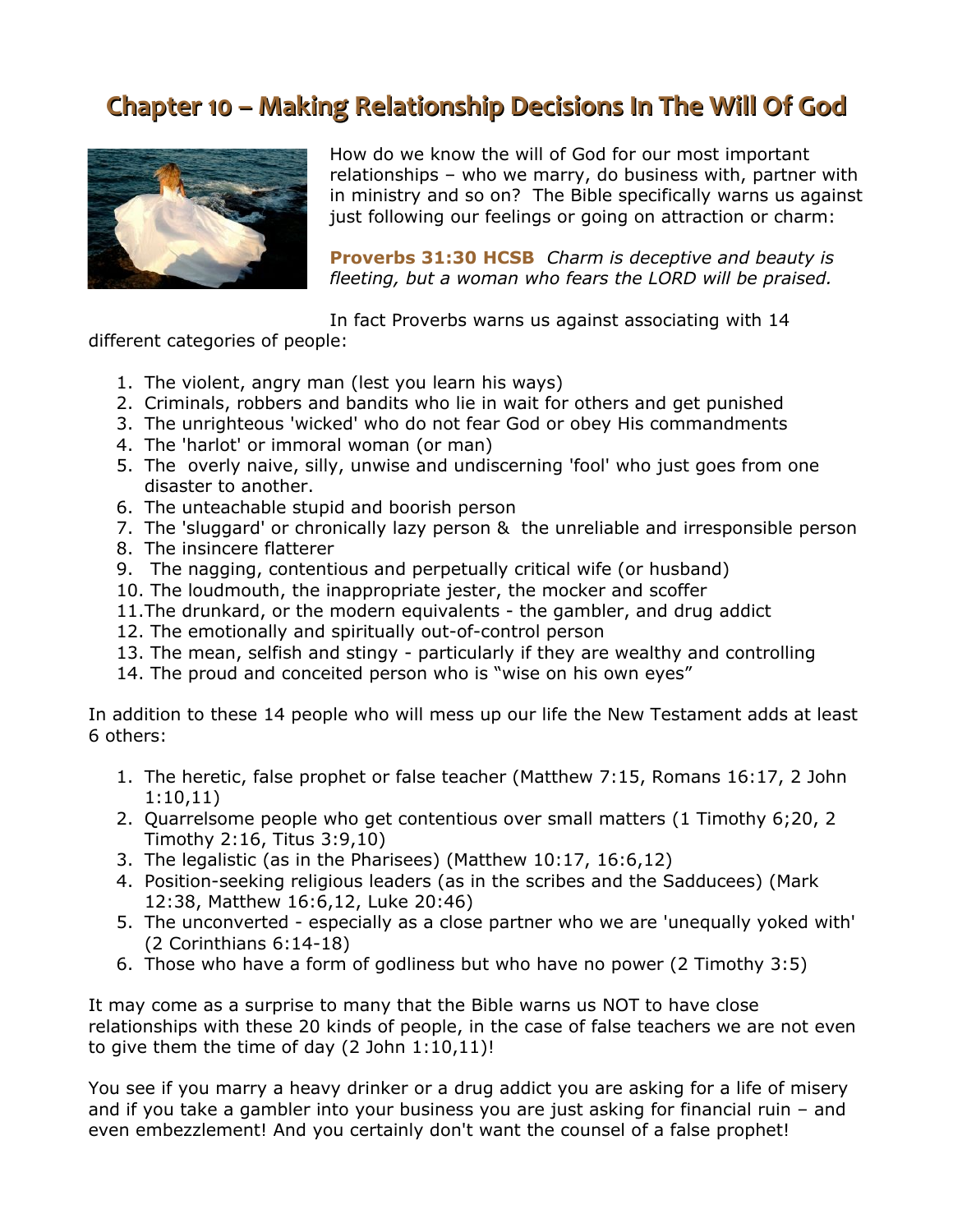# Chapter 10 – Making Relationship Decisions In The Will Of God

How do we know the will of God for our most important relationships – who we marry, do business with, partner with in ministry and so on? The Bible specifically warns us against just following our feelings or going on attraction or charm:

**Proverbs 31:30 HCSB** *Charm is deceptive and beauty is fleeting, but a woman who fears the LORD will be praised.*

In fact Proverbs warns us against associating with 14 different categories of people:

1. The violent, angry man (lest you learn his ways)
2. Criminals, robbers and bandits who lie in wait for others and get punished
3. The unrighteous 'wicked' who do not fear God or obey His commandments
4. The 'harlot' or immoral woman (or man)
5. The overly naive, silly, unwise and undiscerning 'fool' who just goes from one disaster to another.
6. The unteachable stupid and boorish person
7. The 'sluggard' or chronically lazy person & the unreliable and irresponsible person
8. The insincere flatterer
9. The nagging, contentious and perpetually critical wife (or husband)
10. The loudmouth, the inappropriate jester, the mocker and scoffer
11. The drunkard, or the modern equivalents - the gambler, and drug addict
12. The emotionally and spiritually out-of-control person
13. The mean, selfish and stingy - particularly if they are wealthy and controlling
14. The proud and conceited person who is "wise on his own eyes"

In addition to these 14 people who will mess up our life the New Testament adds at least 6 others:

1. The heretic, false prophet or false teacher (Matthew 7:15, Romans 16:17, 2 John 1:10,11)
2. Quarrelsome people who get contentious over small matters (1 Timothy 6;20, 2 Timothy 2:16, Titus 3:9,10)
3. The legalistic (as in the Pharisees) (Matthew 10:17, 16:6,12)
4. Position-seeking religious leaders (as in the scribes and the Sadducees) (Mark 12:38, Matthew 16:6,12, Luke 20:46)
5. The unconverted - especially as a close partner who we are 'unequally yoked with' (2 Corinthians 6:14-18)
6. Those who have a form of godliness but who have no power (2 Timothy 3:5)

It may come as a surprise to many that the Bible warns us NOT to have close relationships with these 20 kinds of people, in the case of false teachers we are not even to give them the time of day (2 John 1:10,11)!

You see if you marry a heavy drinker or a drug addict you are asking for a life of misery and if you take a gambler into your business you are just asking for financial ruin – and even embezzlement! And you certainly don't want the counsel of a false prophet!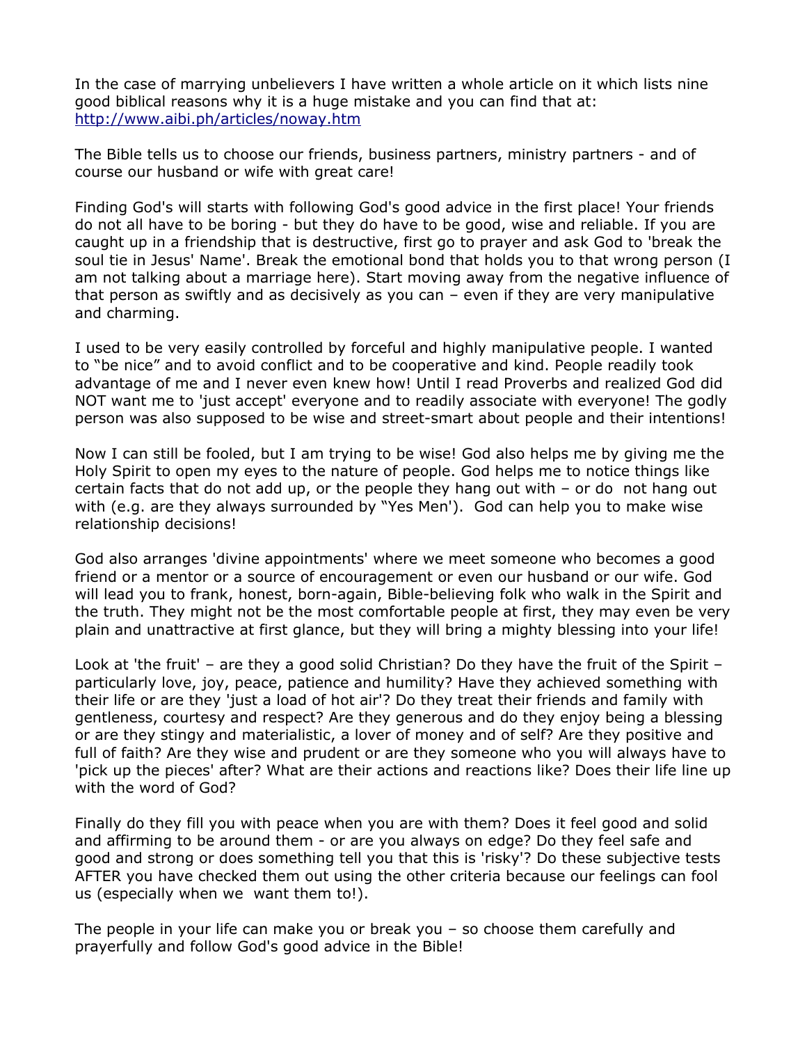In the case of marrying unbelievers I have written a whole article on it which lists nine good biblical reasons why it is a huge mistake and you can find that at: http://www.aibi.ph/articles/noway.htm

The Bible tells us to choose our friends, business partners, ministry partners - and of course our husband or wife with great care!

Finding God's will starts with following God's good advice in the first place! Your friends do not all have to be boring - but they do have to be good, wise and reliable. If you are caught up in a friendship that is destructive, first go to prayer and ask God to 'break the soul tie in Jesus' Name'. Break the emotional bond that holds you to that wrong person (I am not talking about a marriage here). Start moving away from the negative influence of that person as swiftly and as decisively as you can – even if they are very manipulative and charming.

I used to be very easily controlled by forceful and highly manipulative people. I wanted to "be nice" and to avoid conflict and to be cooperative and kind. People readily took advantage of me and I never even knew how! Until I read Proverbs and realized God did NOT want me to 'just accept' everyone and to readily associate with everyone! The godly person was also supposed to be wise and street-smart about people and their intentions!

Now I can still be fooled, but I am trying to be wise! God also helps me by giving me the Holy Spirit to open my eyes to the nature of people. God helps me to notice things like certain facts that do not add up, or the people they hang out with – or do not hang out with (e.g. are they always surrounded by "Yes Men'). God can help you to make wise relationship decisions!

God also arranges 'divine appointments' where we meet someone who becomes a good friend or a mentor or a source of encouragement or even our husband or our wife. God will lead you to frank, honest, born-again, Bible-believing folk who walk in the Spirit and the truth. They might not be the most comfortable people at first, they may even be very plain and unattractive at first glance, but they will bring a mighty blessing into your life!

Look at 'the fruit' – are they a good solid Christian? Do they have the fruit of the Spirit – particularly love, joy, peace, patience and humility? Have they achieved something with their life or are they 'just a load of hot air'? Do they treat their friends and family with gentleness, courtesy and respect? Are they generous and do they enjoy being a blessing or are they stingy and materialistic, a lover of money and of self? Are they positive and full of faith? Are they wise and prudent or are they someone who you will always have to 'pick up the pieces' after? What are their actions and reactions like? Does their life line up with the word of God?

Finally do they fill you with peace when you are with them? Does it feel good and solid and affirming to be around them - or are you always on edge? Do they feel safe and good and strong or does something tell you that this is 'risky'? Do these subjective tests AFTER you have checked them out using the other criteria because our feelings can fool us (especially when we want them to!).

The people in your life can make you or break you – so choose them carefully and prayerfully and follow God's good advice in the Bible!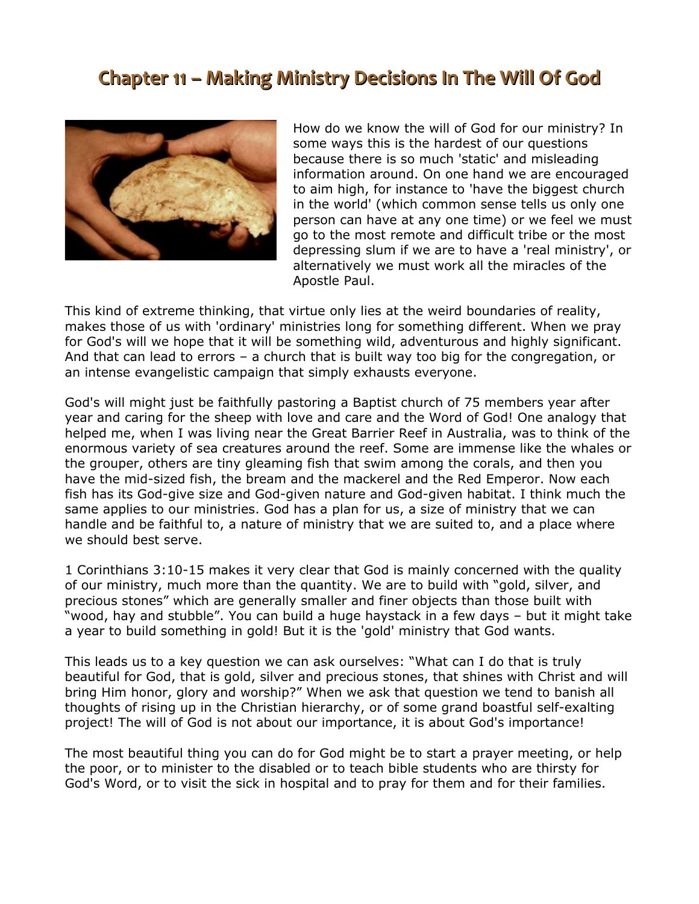# Chapter 11 – Making Ministry Decisions In The Will Of God

How do we know the will of God for our ministry? In some ways this is the hardest of our questions because there is so much 'static' and misleading information around. On one hand we are encouraged to aim high, for instance to 'have the biggest church in the world' (which common sense tells us only one person can have at any one time) or we feel we must go to the most remote and difficult tribe or the most depressing slum if we are to have a 'real ministry', or alternatively we must work all the miracles of the Apostle Paul.

This kind of extreme thinking, that virtue only lies at the weird boundaries of reality, makes those of us with 'ordinary' ministries long for something different. When we pray for God's will we hope that it will be something wild, adventurous and highly significant. And that can lead to errors – a church that is built way too big for the congregation, or an intense evangelistic campaign that simply exhausts everyone.

God's will might just be faithfully pastoring a Baptist church of 75 members year after year and caring for the sheep with love and care and the Word of God! One analogy that helped me, when I was living near the Great Barrier Reef in Australia, was to think of the enormous variety of sea creatures around the reef. Some are immense like the whales or the grouper, others are tiny gleaming fish that swim among the corals, and then you have the mid-sized fish, the bream and the mackerel and the Red Emperor. Now each fish has its God-give size and God-given nature and God-given habitat. I think much the same applies to our ministries. God has a plan for us, a size of ministry that we can handle and be faithful to, a nature of ministry that we are suited to, and a place where we should best serve.

1 Corinthians 3:10-15 makes it very clear that God is mainly concerned with the quality of our ministry, much more than the quantity. We are to build with "gold, silver, and precious stones" which are generally smaller and finer objects than those built with "wood, hay and stubble". You can build a huge haystack in a few days – but it might take a year to build something in gold! But it is the 'gold' ministry that God wants.

This leads us to a key question we can ask ourselves: "What can I do that is truly beautiful for God, that is gold, silver and precious stones, that shines with Christ and will bring Him honor, glory and worship?" When we ask that question we tend to banish all thoughts of rising up in the Christian hierarchy, or of some grand boastful self-exalting project! The will of God is not about our importance, it is about God's importance!

The most beautiful thing you can do for God might be to start a prayer meeting, or help the poor, or to minister to the disabled or to teach bible students who are thirsty for God's Word, or to visit the sick in hospital and to pray for them and for their families.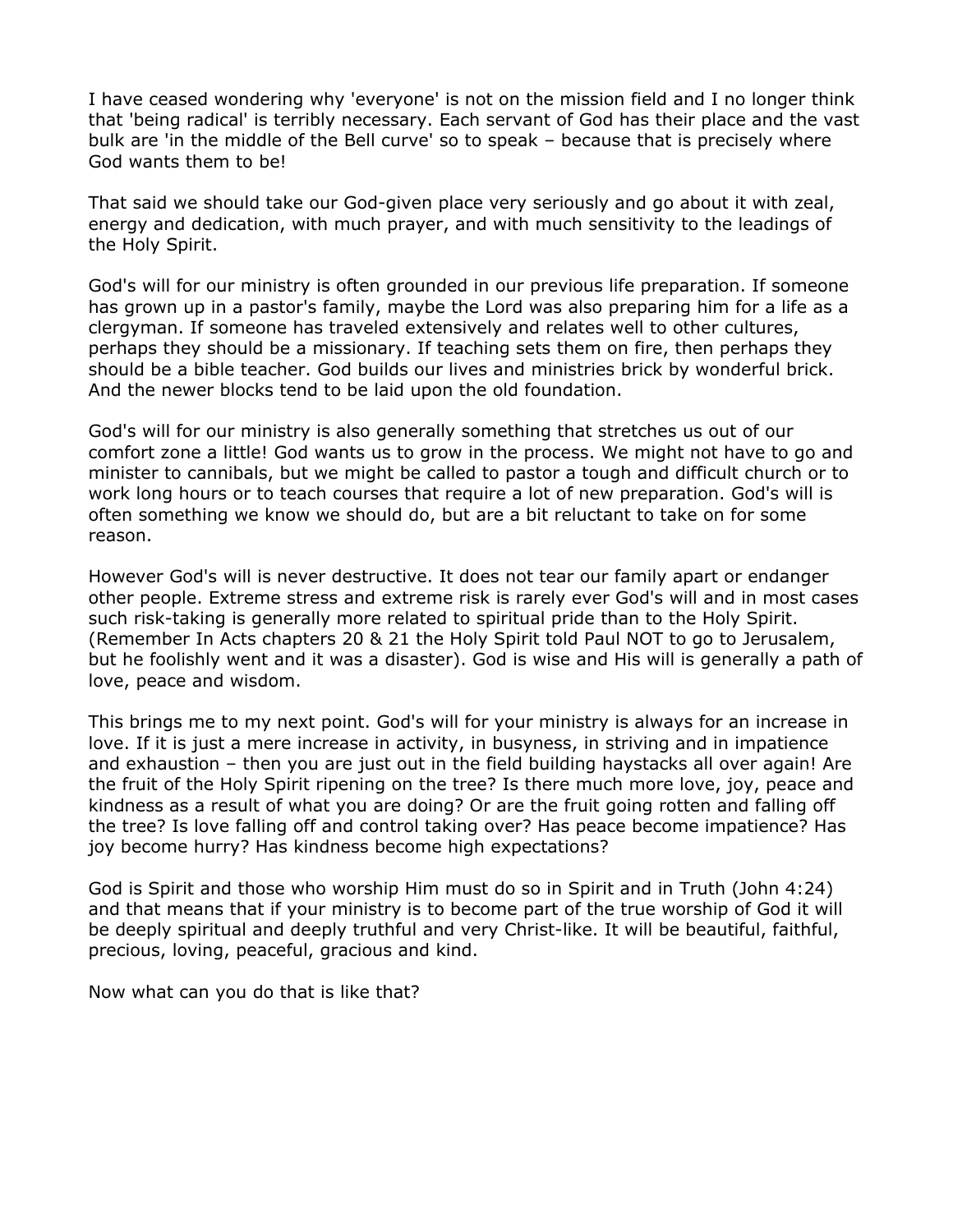I have ceased wondering why 'everyone' is not on the mission field and I no longer think that 'being radical' is terribly necessary. Each servant of God has their place and the vast bulk are 'in the middle of the Bell curve' so to speak – because that is precisely where God wants them to be!

That said we should take our God-given place very seriously and go about it with zeal, energy and dedication, with much prayer, and with much sensitivity to the leadings of the Holy Spirit.

God's will for our ministry is often grounded in our previous life preparation. If someone has grown up in a pastor's family, maybe the Lord was also preparing him for a life as a clergyman. If someone has traveled extensively and relates well to other cultures, perhaps they should be a missionary. If teaching sets them on fire, then perhaps they should be a bible teacher. God builds our lives and ministries brick by wonderful brick. And the newer blocks tend to be laid upon the old foundation.

God's will for our ministry is also generally something that stretches us out of our comfort zone a little! God wants us to grow in the process. We might not have to go and minister to cannibals, but we might be called to pastor a tough and difficult church or to work long hours or to teach courses that require a lot of new preparation. God's will is often something we know we should do, but are a bit reluctant to take on for some reason.

However God's will is never destructive. It does not tear our family apart or endanger other people. Extreme stress and extreme risk is rarely ever God's will and in most cases such risk-taking is generally more related to spiritual pride than to the Holy Spirit. (Remember In Acts chapters 20 & 21 the Holy Spirit told Paul NOT to go to Jerusalem, but he foolishly went and it was a disaster). God is wise and His will is generally a path of love, peace and wisdom.

This brings me to my next point. God's will for your ministry is always for an increase in love. If it is just a mere increase in activity, in busyness, in striving and in impatience and exhaustion – then you are just out in the field building haystacks all over again! Are the fruit of the Holy Spirit ripening on the tree? Is there much more love, joy, peace and kindness as a result of what you are doing? Or are the fruit going rotten and falling off the tree? Is love falling off and control taking over? Has peace become impatience? Has joy become hurry? Has kindness become high expectations?

God is Spirit and those who worship Him must do so in Spirit and in Truth (John 4:24) and that means that if your ministry is to become part of the true worship of God it will be deeply spiritual and deeply truthful and very Christ-like. It will be beautiful, faithful, precious, loving, peaceful, gracious and kind.

Now what can you do that is like that?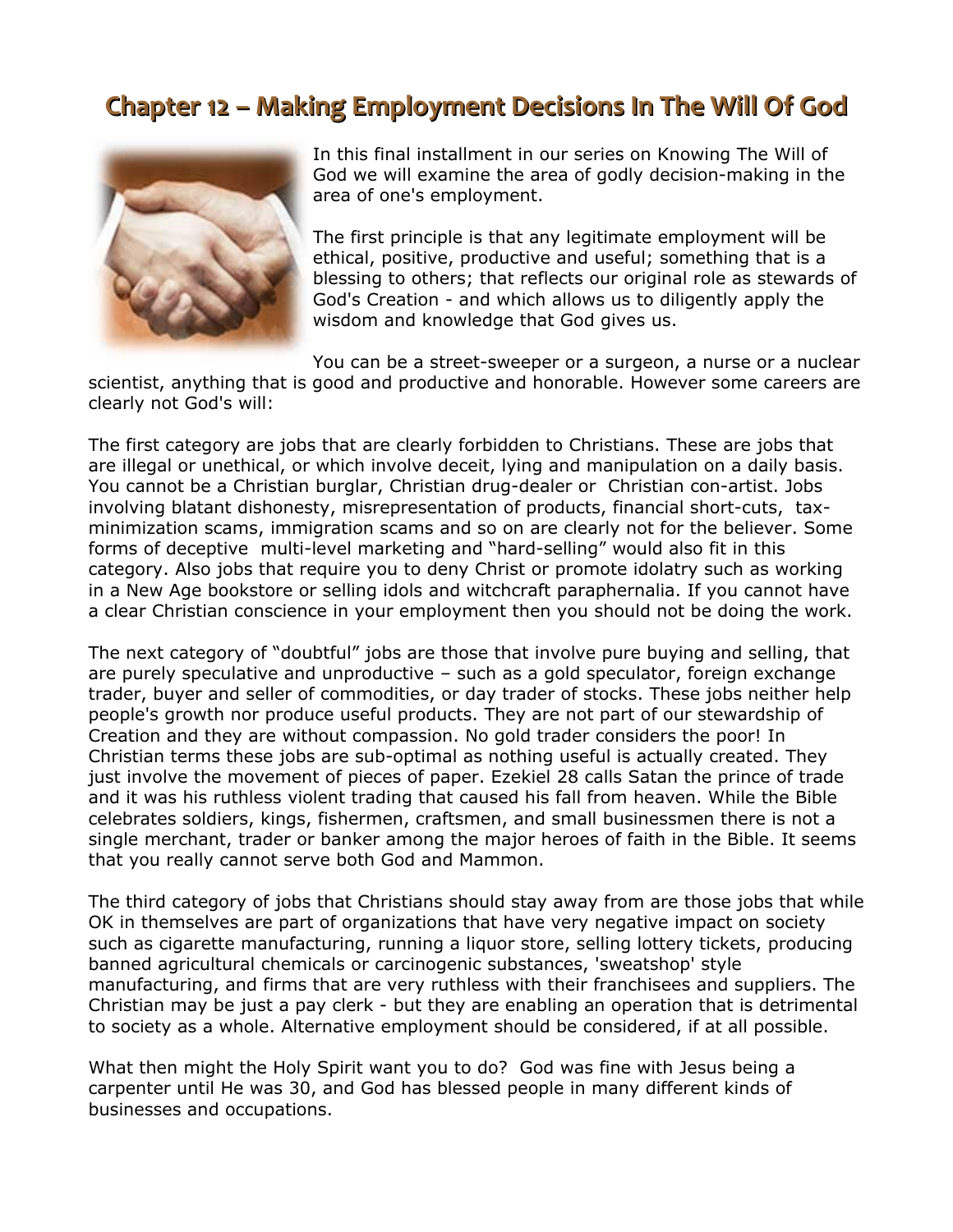# Chapter 12 – Making Employment Decisions In The Will Of God

In this final installment in our series on Knowing The Will of God we will examine the area of godly decision-making in the area of one's employment.

The first principle is that any legitimate employment will be ethical, positive, productive and useful; something that is a blessing to others; that reflects our original role as stewards of God's Creation - and which allows us to diligently apply the wisdom and knowledge that God gives us.

You can be a street-sweeper or a surgeon, a nurse or a nuclear scientist, anything that is good and productive and honorable. However some careers are clearly not God's will:

The first category are jobs that are clearly forbidden to Christians. These are jobs that are illegal or unethical, or which involve deceit, lying and manipulation on a daily basis. You cannot be a Christian burglar, Christian drug-dealer or Christian con-artist. Jobs involving blatant dishonesty, misrepresentation of products, financial short-cuts, tax-minimization scams, immigration scams and so on are clearly not for the believer. Some forms of deceptive multi-level marketing and "hard-selling" would also fit in this category. Also jobs that require you to deny Christ or promote idolatry such as working in a New Age bookstore or selling idols and witchcraft paraphernalia. If you cannot have a clear Christian conscience in your employment then you should not be doing the work.

The next category of "doubtful" jobs are those that involve pure buying and selling, that are purely speculative and unproductive – such as a gold speculator, foreign exchange trader, buyer and seller of commodities, or day trader of stocks. These jobs neither help people's growth nor produce useful products. They are not part of our stewardship of Creation and they are without compassion. No gold trader considers the poor! In Christian terms these jobs are sub-optimal as nothing useful is actually created. They just involve the movement of pieces of paper. Ezekiel 28 calls Satan the prince of trade and it was his ruthless violent trading that caused his fall from heaven. While the Bible celebrates soldiers, kings, fishermen, craftsmen, and small businessmen there is not a single merchant, trader or banker among the major heroes of faith in the Bible. It seems that you really cannot serve both God and Mammon.

The third category of jobs that Christians should stay away from are those jobs that while OK in themselves are part of organizations that have very negative impact on society such as cigarette manufacturing, running a liquor store, selling lottery tickets, producing banned agricultural chemicals or carcinogenic substances, 'sweatshop' style manufacturing, and firms that are very ruthless with their franchisees and suppliers. The Christian may be just a pay clerk - but they are enabling an operation that is detrimental to society as a whole. Alternative employment should be considered, if at all possible.

What then might the Holy Spirit want you to do? God was fine with Jesus being a carpenter until He was 30, and God has blessed people in many different kinds of businesses and occupations.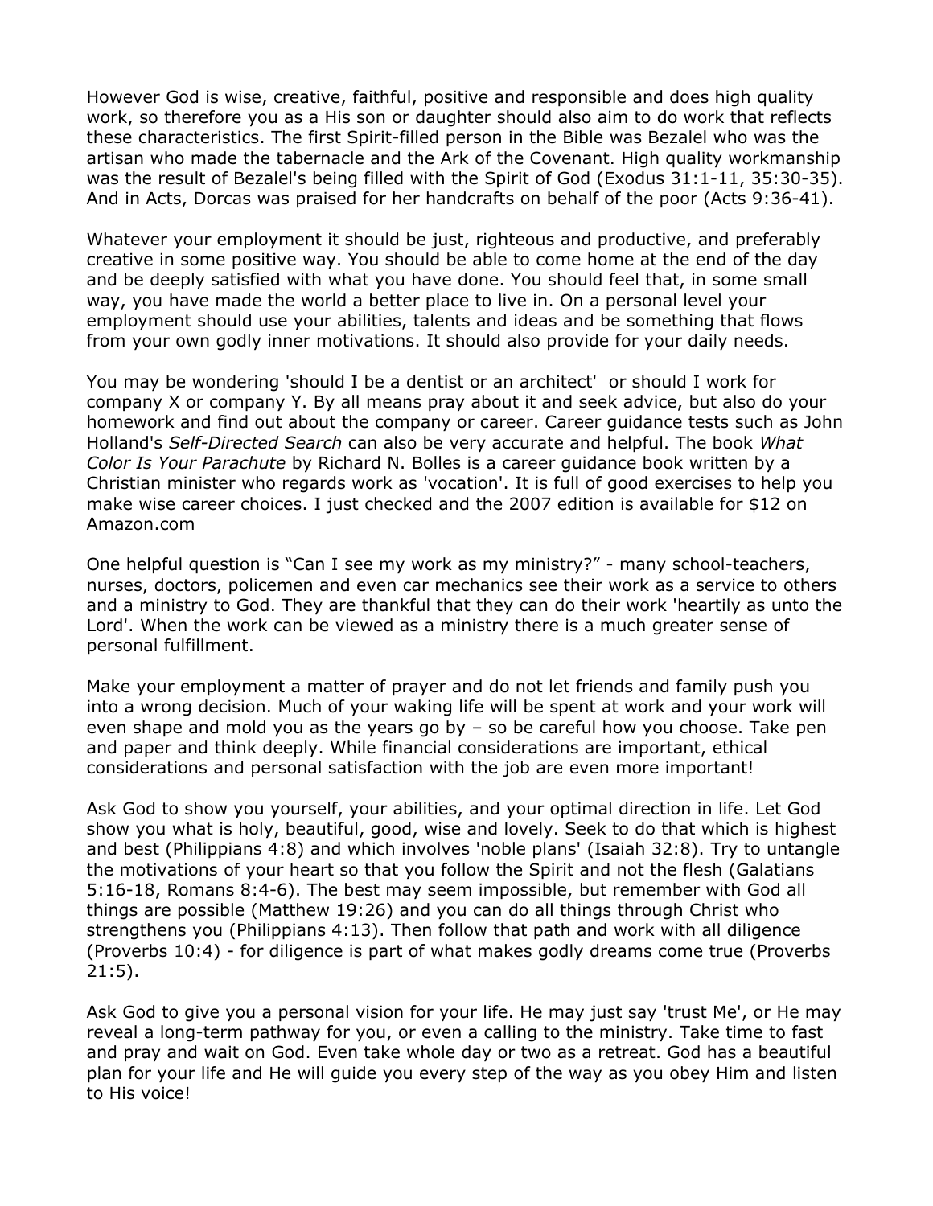However God is wise, creative, faithful, positive and responsible and does high quality work, so therefore you as a His son or daughter should also aim to do work that reflects these characteristics. The first Spirit-filled person in the Bible was Bezalel who was the artisan who made the tabernacle and the Ark of the Covenant. High quality workmanship was the result of Bezalel's being filled with the Spirit of God (Exodus 31:1-11, 35:30-35). And in Acts, Dorcas was praised for her handcrafts on behalf of the poor (Acts 9:36-41).

Whatever your employment it should be just, righteous and productive, and preferably creative in some positive way. You should be able to come home at the end of the day and be deeply satisfied with what you have done. You should feel that, in some small way, you have made the world a better place to live in. On a personal level your employment should use your abilities, talents and ideas and be something that flows from your own godly inner motivations. It should also provide for your daily needs.

You may be wondering 'should I be a dentist or an architect' or should I work for company X or company Y. By all means pray about it and seek advice, but also do your homework and find out about the company or career. Career guidance tests such as John Holland's *Self-Directed Search* can also be very accurate and helpful. The book *What Color Is Your Parachute* by Richard N. Bolles is a career guidance book written by a Christian minister who regards work as 'vocation'. It is full of good exercises to help you make wise career choices. I just checked and the 2007 edition is available for $12 on Amazon.com

One helpful question is “Can I see my work as my ministry?” - many school-teachers, nurses, doctors, policemen and even car mechanics see their work as a service to others and a ministry to God. They are thankful that they can do their work 'heartily as unto the Lord'. When the work can be viewed as a ministry there is a much greater sense of personal fulfillment.

Make your employment a matter of prayer and do not let friends and family push you into a wrong decision. Much of your waking life will be spent at work and your work will even shape and mold you as the years go by – so be careful how you choose. Take pen and paper and think deeply. While financial considerations are important, ethical considerations and personal satisfaction with the job are even more important!

Ask God to show you yourself, your abilities, and your optimal direction in life. Let God show you what is holy, beautiful, good, wise and lovely. Seek to do that which is highest and best (Philippians 4:8) and which involves 'noble plans' (Isaiah 32:8). Try to untangle the motivations of your heart so that you follow the Spirit and not the flesh (Galatians 5:16-18, Romans 8:4-6). The best may seem impossible, but remember with God all things are possible (Matthew 19:26) and you can do all things through Christ who strengthens you (Philippians 4:13). Then follow that path and work with all diligence (Proverbs 10:4) - for diligence is part of what makes godly dreams come true (Proverbs 21:5).

Ask God to give you a personal vision for your life. He may just say 'trust Me', or He may reveal a long-term pathway for you, or even a calling to the ministry. Take time to fast and pray and wait on God. Even take whole day or two as a retreat. God has a beautiful plan for your life and He will guide you every step of the way as you obey Him and listen to His voice!